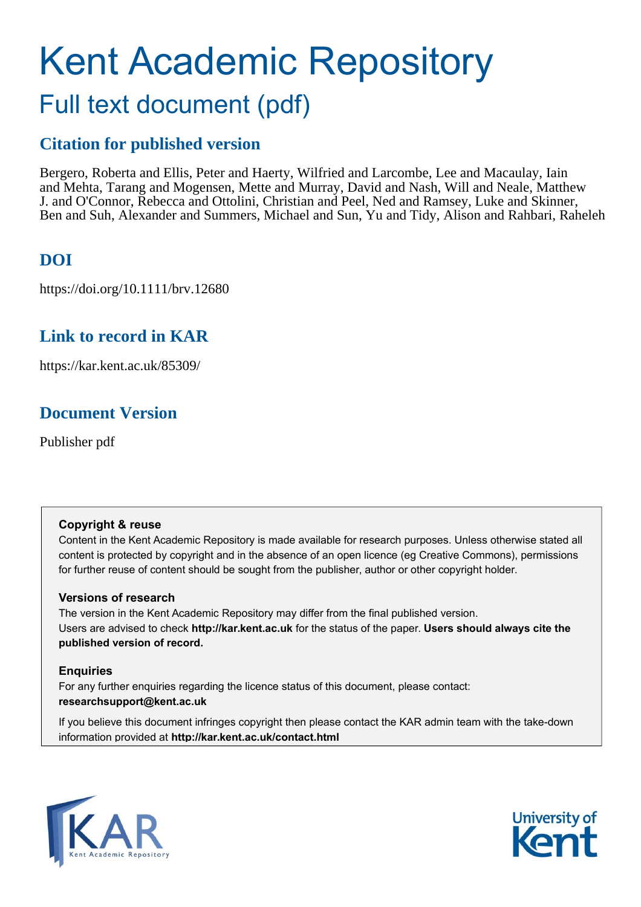# Kent Academic Repository

## Full text document (pdf)

## Citation for published version

Bergero, Roberta and Ellis, Peter and Haerty, Wilfried and Larcombe, Lee and Macaulay, Iain and Mehta, Tarang and Mogensen, Mette and Murray, David and Nash, Will and Neale, Matthew J. and O'Connor, Rebecca and Ottolini, Christian and Peel, Ned and Ramsey, Luke and Skinner, Ben and Suh, Alexander and Summers, Michael and Sun, Yu and Tidy, Alison and Rahbari, Raheleh

## DOI

https://doi.org/10.1111/brv.12680

## Link to record in KAR

https://kar.kent.ac.uk/85309/

## Document Version

Publisher pdf

**Copyright & reuse**

Content in the Kent Academic Repository is made available for research purposes. Unless otherwise stated all content is protected by copyright and in the absence of an open licence (eg Creative Commons), permissions for further reuse of content should be sought from the publisher, author or other copyright holder.

**Versions of research**

The version in the Kent Academic Repository may differ from the final published version. Users are advised to check **http://kar.kent.ac.uk** for the status of the paper. **Users should always cite the published version of record.**

**Enquiries**

For any further enquiries regarding the licence status of this document, please contact: **researchsupport@kent.ac.uk**

If you believe this document infringes copyright then please contact the KAR admin team with the take-down information provided at **http://kar.kent.ac.uk/contact.html**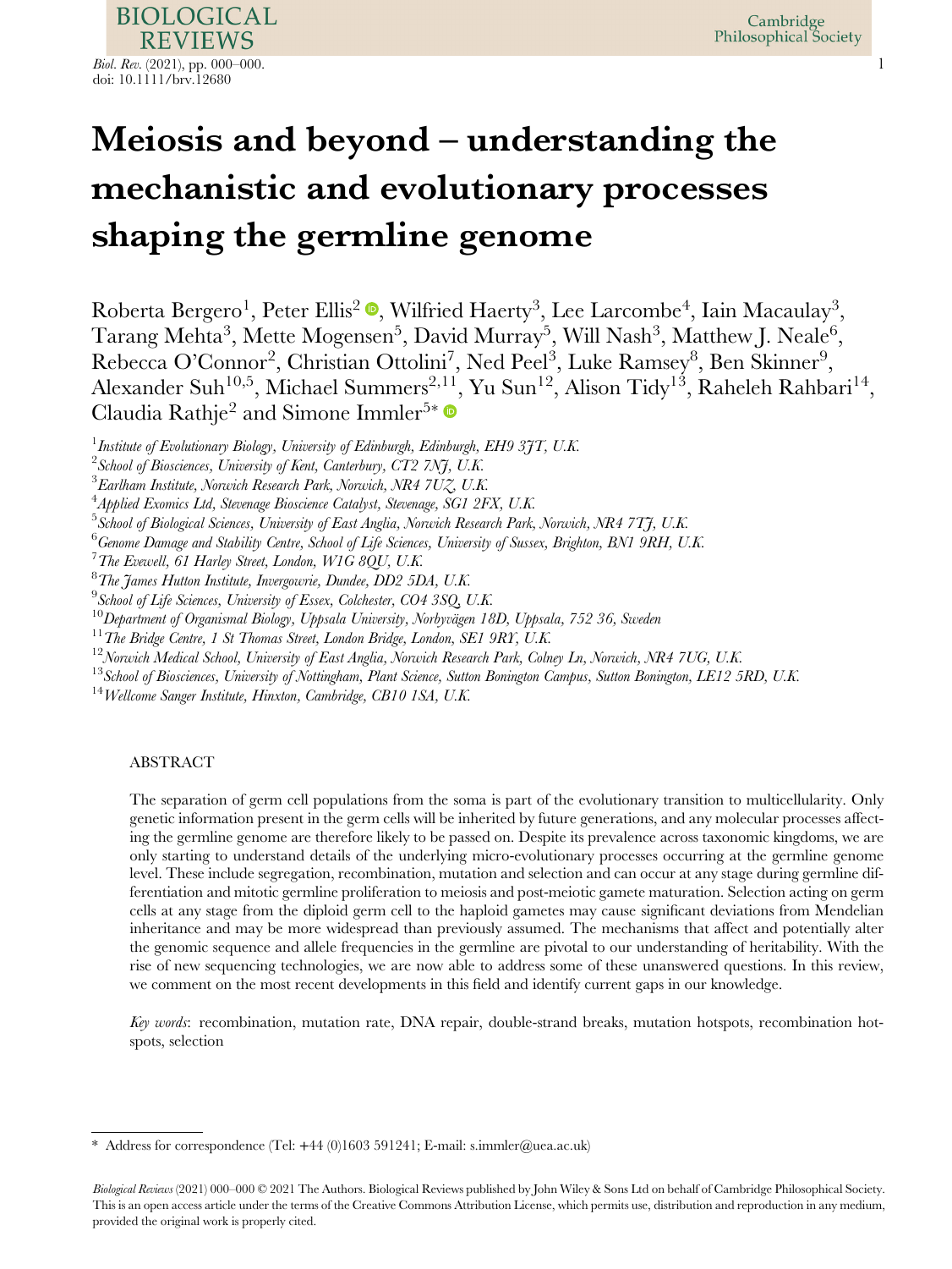# Meiosis and beyond – understanding the mechanistic and evolutionary processes shaping the germline genome

Roberta Bergero[1], Peter Ellis[2], Wilfried Haerty[3], Lee Larcombe[4], Iain Macaulay[3], Tarang Mehta[3], Mette Mogensen[5], David Murray[5], Will Nash[3], Matthew J. Neale[6], Rebecca O'Connor[2], Christian Ottolini[7], Ned Peel[3], Luke Ramsey[8], Ben Skinner[9], Alexander Suh[10,5], Michael Summers[2,11], Yu Sun[12], Alison Tidy[13], Raheleh Rahbari[14], Claudia Rathje[2] and Simone Immler[5]*

[1]*Institute of Evolutionary Biology, University of Edinburgh, Edinburgh, EH9 3JT, U.K.*
[2]*School of Biosciences, University of Kent, Canterbury, CT2 7NJ, U.K.*
[3]*Earlham Institute, Norwich Research Park, Norwich, NR4 7UZ, U.K.*
[4]*Applied Exomics Ltd, Stevenage Bioscience Catalyst, Stevenage, SG1 2FX, U.K.*
[5]*School of Biological Sciences, University of East Anglia, Norwich Research Park, Norwich, NR4 7TJ, U.K.*
[6]*Genome Damage and Stability Centre, School of Life Sciences, University of Sussex, Brighton, BN1 9RH, U.K.*
[7]*The Evewell, 61 Harley Street, London, W1G 8QU, U.K.*
[8]*The James Hutton Institute, Invergowrie, Dundee, DD2 5DA, U.K.*
[9]*School of Life Sciences, University of Essex, Colchester, CO4 3SQ, U.K.*
[10]*Department of Organismal Biology, Uppsala University, Norbyvägen 18D, Uppsala, 752 36, Sweden*
[11]*The Bridge Centre, 1 St Thomas Street, London Bridge, London, SE1 9RY, U.K.*
[12]*Norwich Medical School, University of East Anglia, Norwich Research Park, Colney Ln, Norwich, NR4 7UG, U.K.*
[13]*School of Biosciences, University of Nottingham, Plant Science, Sutton Bonington Campus, Sutton Bonington, LE12 5RD, U.K.*
[14]*Wellcome Sanger Institute, Hinxton, Cambridge, CB10 1SA, U.K.*

## ABSTRACT

The separation of germ cell populations from the soma is part of the evolutionary transition to multicellularity. Only genetic information present in the germ cells will be inherited by future generations, and any molecular processes affecting the germline genome are therefore likely to be passed on. Despite its prevalence across taxonomic kingdoms, we are only starting to understand details of the underlying micro-evolutionary processes occurring at the germline genome level. These include segregation, recombination, mutation and selection and can occur at any stage during germline differentiation and mitotic germline proliferation to meiosis and post-meiotic gamete maturation. Selection acting on germ cells at any stage from the diploid germ cell to the haploid gametes may cause significant deviations from Mendelian inheritance and may be more widespread than previously assumed. The mechanisms that affect and potentially alter the genomic sequence and allele frequencies in the germline are pivotal to our understanding of heritability. With the rise of new sequencing technologies, we are now able to address some of these unanswered questions. In this review, we comment on the most recent developments in this field and identify current gaps in our knowledge.

*Key words*: recombination, mutation rate, DNA repair, double-strand breaks, mutation hotspots, recombination hotspots, selection

\* Address for correspondence (Tel: +44 (0)1603 591241; E-mail: s.immler@uea.ac.uk)

*Biological Reviews* (2021) 000–000 © 2021 The Authors. Biological Reviews published by John Wiley & Sons Ltd on behalf of Cambridge Philosophical Society. This is an open access article under the terms of the Creative Commons Attribution License, which permits use, distribution and reproduction in any medium, provided the original work is properly cited.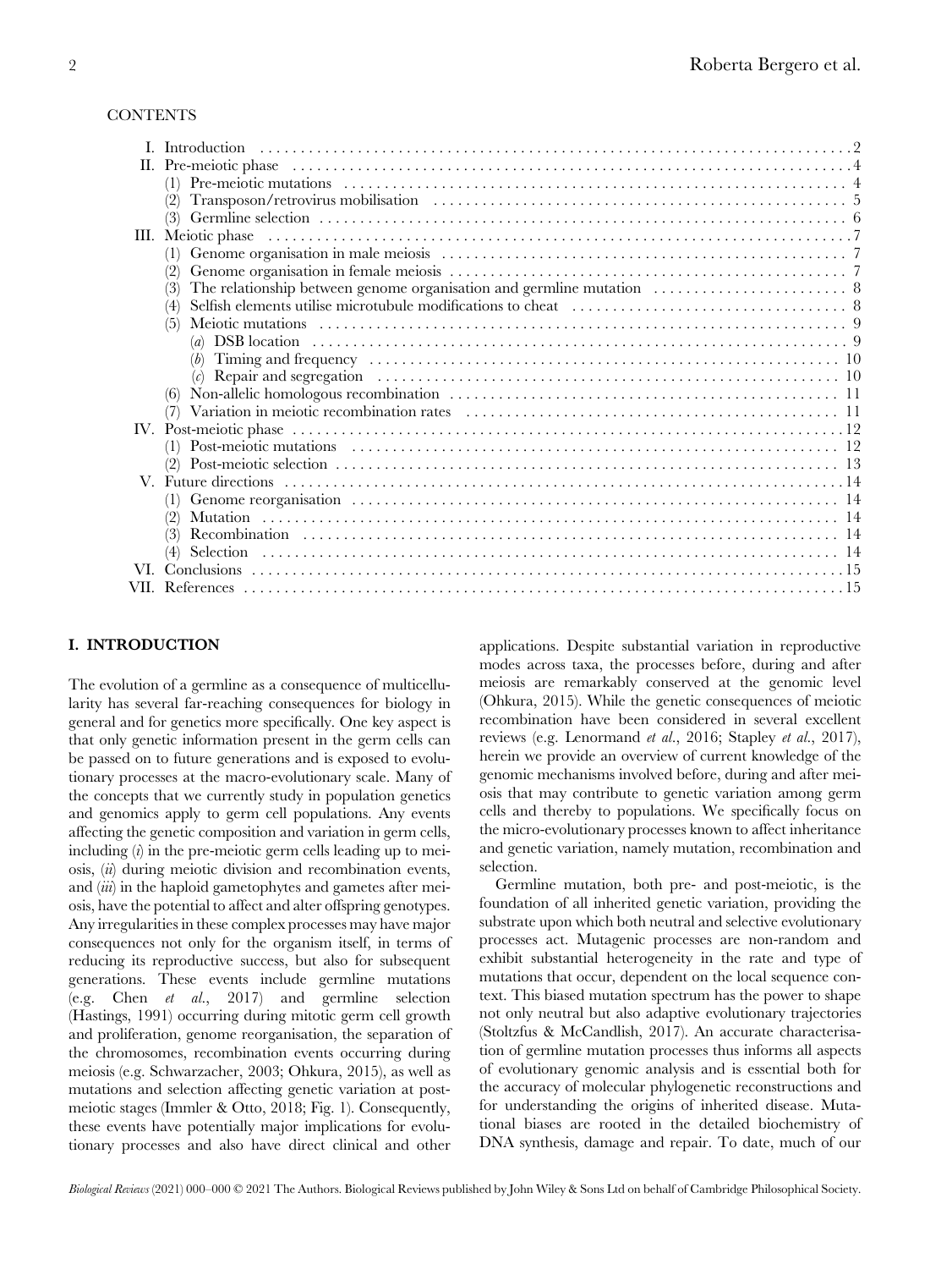CONTENTS

- I. Introduction ....... 2
- II. Pre-meiotic phase ....... 4
  - (1) Pre-meiotic mutations ....... 4
  - (2) Transposon/retrovirus mobilisation ....... 5
  - (3) Germline selection ....... 6
- III. Meiotic phase ....... 7
  - (1) Genome organisation in male meiosis ....... 7
  - (2) Genome organisation in female meiosis ....... 7
  - (3) The relationship between genome organisation and germline mutation ....... 8
  - (4) Selfish elements utilise microtubule modifications to cheat ....... 8
  - (5) Meiotic mutations ....... 9
    - (*a*) DSB location ....... 9
    - (*b*) Timing and frequency ....... 10
    - (*c*) Repair and segregation ....... 10
  - (6) Non-allelic homologous recombination ....... 11
  - (7) Variation in meiotic recombination rates ....... 11
- IV. Post-meiotic phase ....... 12
  - (1) Post-meiotic mutations ....... 12
  - (2) Post-meiotic selection ....... 13
- V. Future directions ....... 14
  - (1) Genome reorganisation ....... 14
  - (2) Mutation ....... 14
  - (3) Recombination ....... 14
  - (4) Selection ....... 14
- VI. Conclusions ....... 15
- VII. References ....... 15

## I. INTRODUCTION

The evolution of a germline as a consequence of multicellularity has several far-reaching consequences for biology in general and for genetics more specifically. One key aspect is that only genetic information present in the germ cells can be passed on to future generations and is exposed to evolutionary processes at the macro-evolutionary scale. Many of the concepts that we currently study in population genetics and genomics apply to germ cell populations. Any events affecting the genetic composition and variation in germ cells, including (*i*) in the pre-meiotic germ cells leading up to meiosis, (*ii*) during meiotic division and recombination events, and (*iii*) in the haploid gametophytes and gametes after meiosis, have the potential to affect and alter offspring genotypes. Any irregularities in these complex processes may have major consequences not only for the organism itself, in terms of reducing its reproductive success, but also for subsequent generations. These events include germline mutations (e.g. Chen *et al.*, 2017) and germline selection (Hastings, 1991) occurring during mitotic germ cell growth and proliferation, genome reorganisation, the separation of the chromosomes, recombination events occurring during meiosis (e.g. Schwarzacher, 2003; Ohkura, 2015), as well as mutations and selection affecting genetic variation at post-meiotic stages (Immler & Otto, 2018; Fig. 1). Consequently, these events have potentially major implications for evolutionary processes and also have direct clinical and other applications. Despite substantial variation in reproductive modes across taxa, the processes before, during and after meiosis are remarkably conserved at the genomic level (Ohkura, 2015). While the genetic consequences of meiotic recombination have been considered in several excellent reviews (e.g. Lenormand *et al.*, 2016; Stapley *et al.*, 2017), herein we provide an overview of current knowledge of the genomic mechanisms involved before, during and after meiosis that may contribute to genetic variation among germ cells and thereby to populations. We specifically focus on the micro-evolutionary processes known to affect inheritance and genetic variation, namely mutation, recombination and selection.

Germline mutation, both pre- and post-meiotic, is the foundation of all inherited genetic variation, providing the substrate upon which both neutral and selective evolutionary processes act. Mutagenic processes are non-random and exhibit substantial heterogeneity in the rate and type of mutations that occur, dependent on the local sequence context. This biased mutation spectrum has the power to shape not only neutral but also adaptive evolutionary trajectories (Stoltzfus & McCandlish, 2017). An accurate characterisation of germline mutation processes thus informs all aspects of evolutionary genomic analysis and is essential both for the accuracy of molecular phylogenetic reconstructions and for understanding the origins of inherited disease. Mutational biases are rooted in the detailed biochemistry of DNA synthesis, damage and repair. To date, much of our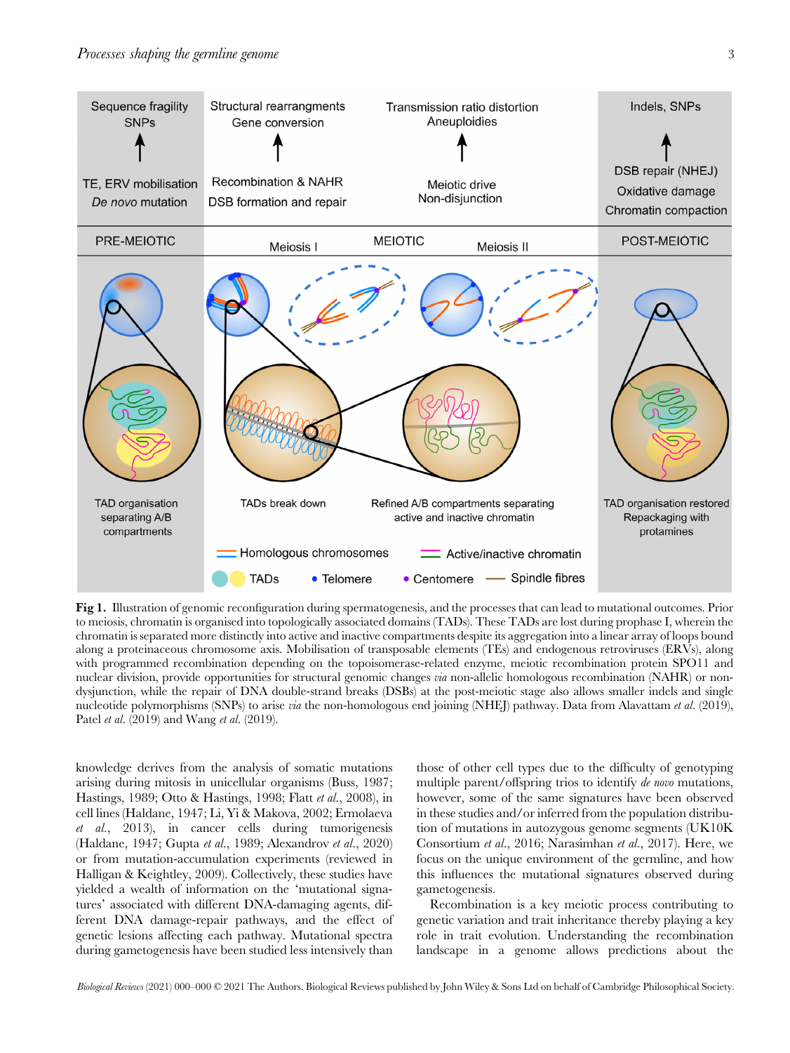**Fig 1.** Illustration of genomic reconfiguration during spermatogenesis, and the processes that can lead to mutational outcomes. Prior to meiosis, chromatin is organised into topologically associated domains (TADs). These TADs are lost during prophase I, wherein the chromatin is separated more distinctly into active and inactive compartments despite its aggregation into a linear array of loops bound along a proteinaceous chromosome axis. Mobilisation of transposable elements (TEs) and endogenous retroviruses (ERVs), along with programmed recombination depending on the topoisomerase-related enzyme, meiotic recombination protein SPO11 and nuclear division, provide opportunities for structural genomic changes *via* non-allelic homologous recombination (NAHR) or non-disjunction, while the repair of DNA double-strand breaks (DSBs) at the post-meiotic stage also allows smaller indels and single nucleotide polymorphisms (SNPs) to arise *via* the non-homologous end joining (NHEJ) pathway. Data from Alavattam *et al.* (2019), Patel *et al.* (2019) and Wang *et al.* (2019).

knowledge derives from the analysis of somatic mutations arising during mitosis in unicellular organisms (Buss, 1987; Hastings, 1989; Otto & Hastings, 1998; Flatt *et al.*, 2008), in cell lines (Haldane, 1947; Li, Yi & Makova, 2002; Ermolaeva *et al.*, 2013), in cancer cells during tumorigenesis (Haldane, 1947; Gupta *et al.*, 1989; Alexandrov *et al.*, 2020) or from mutation-accumulation experiments (reviewed in Halligan & Keightley, 2009). Collectively, these studies have yielded a wealth of information on the 'mutational signatures' associated with different DNA-damaging agents, different DNA damage-repair pathways, and the effect of genetic lesions affecting each pathway. Mutational spectra during gametogenesis have been studied less intensively than those of other cell types due to the difficulty of genotyping multiple parent/offspring trios to identify *de novo* mutations, however, some of the same signatures have been observed in these studies and/or inferred from the population distribution of mutations in autozygous genome segments (UK10K Consortium *et al.*, 2016; Narasimhan *et al.*, 2017). Here, we focus on the unique environment of the germline, and how this influences the mutational signatures observed during gametogenesis.

Recombination is a key meiotic process contributing to genetic variation and trait inheritance thereby playing a key role in trait evolution. Understanding the recombination landscape in a genome allows predictions about the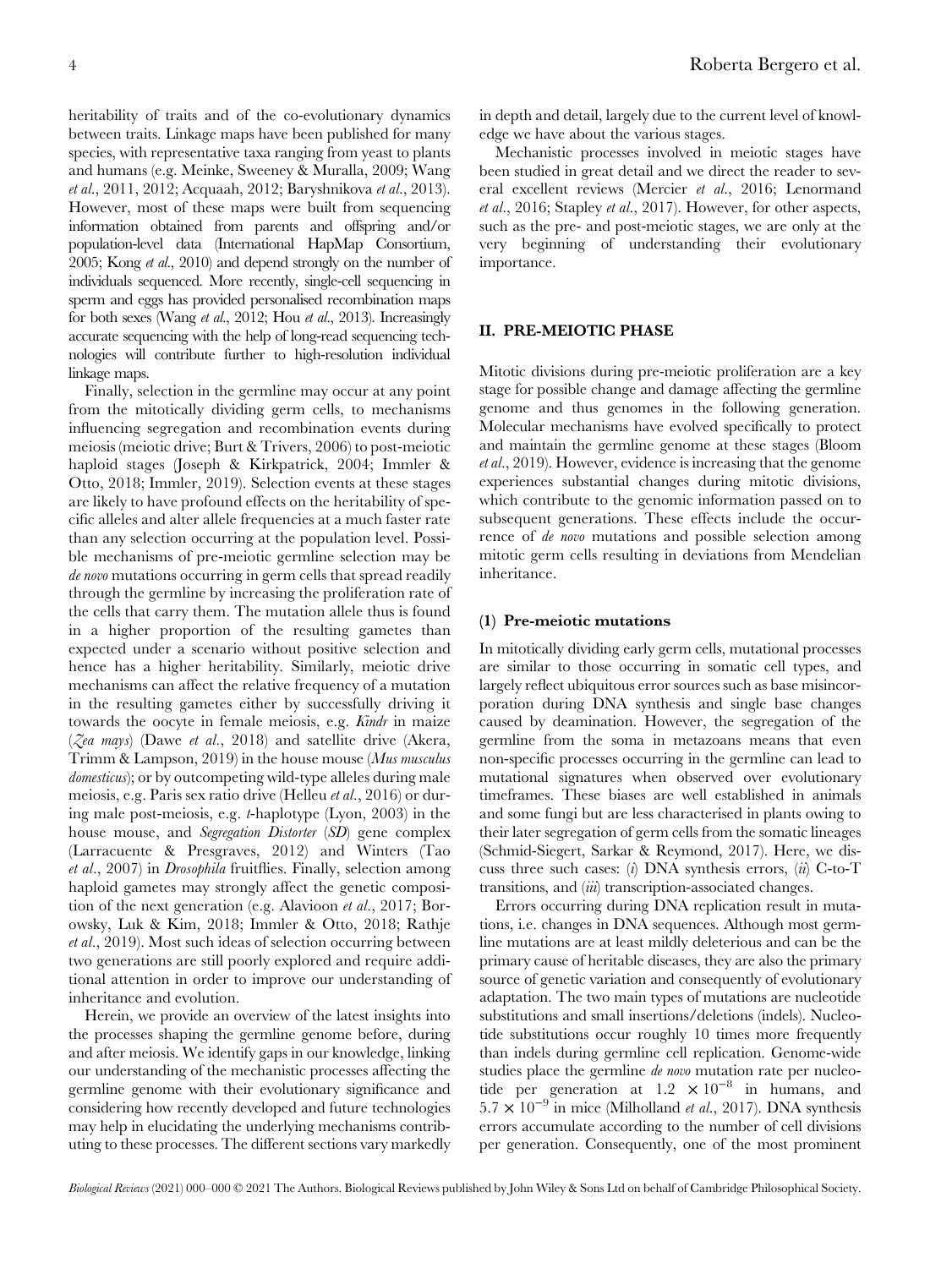heritability of traits and of the co-evolutionary dynamics between traits. Linkage maps have been published for many species, with representative taxa ranging from yeast to plants and humans (e.g. Meinke, Sweeney & Muralla, 2009; Wang *et al.*, 2011, 2012; Acquaah, 2012; Baryshnikova *et al.*, 2013). However, most of these maps were built from sequencing information obtained from parents and offspring and/or population-level data (International HapMap Consortium, 2005; Kong *et al.*, 2010) and depend strongly on the number of individuals sequenced. More recently, single-cell sequencing in sperm and eggs has provided personalised recombination maps for both sexes (Wang *et al.*, 2012; Hou *et al.*, 2013). Increasingly accurate sequencing with the help of long-read sequencing technologies will contribute further to high-resolution individual linkage maps.

Finally, selection in the germline may occur at any point from the mitotically dividing germ cells, to mechanisms influencing segregation and recombination events during meiosis (meiotic drive; Burt & Trivers, 2006) to post-meiotic haploid stages (Joseph & Kirkpatrick, 2004; Immler & Otto, 2018; Immler, 2019). Selection events at these stages are likely to have profound effects on the heritability of specific alleles and alter allele frequencies at a much faster rate than any selection occurring at the population level. Possible mechanisms of pre-meiotic germline selection may be *de novo* mutations occurring in germ cells that spread readily through the germline by increasing the proliferation rate of the cells that carry them. The mutation allele thus is found in a higher proportion of the resulting gametes than expected under a scenario without positive selection and hence has a higher heritability. Similarly, meiotic drive mechanisms can affect the relative frequency of a mutation in the resulting gametes either by successfully driving it towards the oocyte in female meiosis, e.g. *Kindr* in maize (*Zea mays*) (Dawe *et al.*, 2018) and satellite drive (Akera, Trimm & Lampson, 2019) in the house mouse (*Mus musculus domesticus*); or by outcompeting wild-type alleles during male meiosis, e.g. Paris sex ratio drive (Helleu *et al.*, 2016) or during male post-meiosis, e.g. *t*-haplotype (Lyon, 2003) in the house mouse, and *Segregation Distorter* (*SD*) gene complex (Larracuente & Presgraves, 2012) and Winters (Tao *et al.*, 2007) in *Drosophila* fruitflies. Finally, selection among haploid gametes may strongly affect the genetic composition of the next generation (e.g. Alavioon *et al.*, 2017; Borowsky, Luk & Kim, 2018; Immler & Otto, 2018; Rathje *et al.*, 2019). Most such ideas of selection occurring between two generations are still poorly explored and require additional attention in order to improve our understanding of inheritance and evolution.

Herein, we provide an overview of the latest insights into the processes shaping the germline genome before, during and after meiosis. We identify gaps in our knowledge, linking our understanding of the mechanistic processes affecting the germline genome with their evolutionary significance and considering how recently developed and future technologies may help in elucidating the underlying mechanisms contributing to these processes. The different sections vary markedly in depth and detail, largely due to the current level of knowledge we have about the various stages.

Mechanistic processes involved in meiotic stages have been studied in great detail and we direct the reader to several excellent reviews (Mercier *et al.*, 2016; Lenormand *et al.*, 2016; Stapley *et al.*, 2017). However, for other aspects, such as the pre- and post-meiotic stages, we are only at the very beginning of understanding their evolutionary importance.

## II. PRE-MEIOTIC PHASE

Mitotic divisions during pre-meiotic proliferation are a key stage for possible change and damage affecting the germline genome and thus genomes in the following generation. Molecular mechanisms have evolved specifically to protect and maintain the germline genome at these stages (Bloom *et al.*, 2019). However, evidence is increasing that the genome experiences substantial changes during mitotic divisions, which contribute to the genomic information passed on to subsequent generations. These effects include the occurrence of *de novo* mutations and possible selection among mitotic germ cells resulting in deviations from Mendelian inheritance.

### (1) Pre-meiotic mutations

In mitotically dividing early germ cells, mutational processes are similar to those occurring in somatic cell types, and largely reflect ubiquitous error sources such as base misincorporation during DNA synthesis and single base changes caused by deamination. However, the segregation of the germline from the soma in metazoans means that even non-specific processes occurring in the germline can lead to mutational signatures when observed over evolutionary timeframes. These biases are well established in animals and some fungi but are less characterised in plants owing to their later segregation of germ cells from the somatic lineages (Schmid-Siegert, Sarkar & Reymond, 2017). Here, we discuss three such cases: (*i*) DNA synthesis errors, (*ii*) C-to-T transitions, and (*iii*) transcription-associated changes.

Errors occurring during DNA replication result in mutations, i.e. changes in DNA sequences. Although most germline mutations are at least mildly deleterious and can be the primary cause of heritable diseases, they are also the primary source of genetic variation and consequently of evolutionary adaptation. The two main types of mutations are nucleotide substitutions and small insertions/deletions (indels). Nucleotide substitutions occur roughly 10 times more frequently than indels during germline cell replication. Genome-wide studies place the germline *de novo* mutation rate per nucleotide per generation at $1.2 \times 10^{-8}$ in humans, and $5.7 \times 10^{-9}$ in mice (Milholland *et al.*, 2017). DNA synthesis errors accumulate according to the number of cell divisions per generation. Consequently, one of the most prominent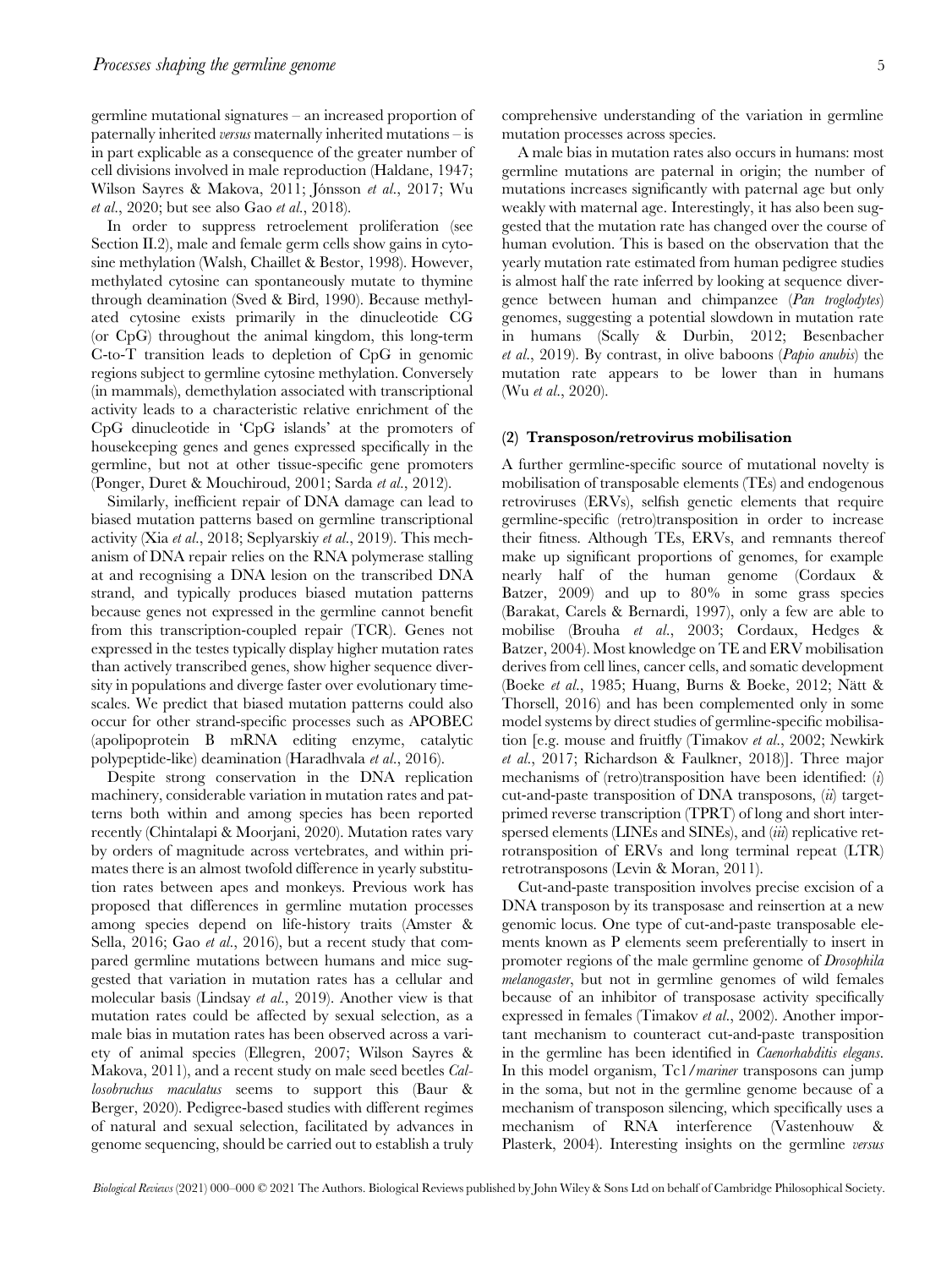germline mutational signatures – an increased proportion of paternally inherited *versus* maternally inherited mutations – is in part explicable as a consequence of the greater number of cell divisions involved in male reproduction (Haldane, 1947; Wilson Sayres & Makova, 2011; Jónsson *et al.*, 2017; Wu *et al.*, 2020; but see also Gao *et al.*, 2018).

In order to suppress retroelement proliferation (see Section II.2), male and female germ cells show gains in cytosine methylation (Walsh, Chaillet & Bestor, 1998). However, methylated cytosine can spontaneously mutate to thymine through deamination (Sved & Bird, 1990). Because methylated cytosine exists primarily in the dinucleotide CG (or CpG) throughout the animal kingdom, this long-term C-to-T transition leads to depletion of CpG in genomic regions subject to germline cytosine methylation. Conversely (in mammals), demethylation associated with transcriptional activity leads to a characteristic relative enrichment of the CpG dinucleotide in 'CpG islands' at the promoters of housekeeping genes and genes expressed specifically in the germline, but not at other tissue-specific gene promoters (Ponger, Duret & Mouchiroud, 2001; Sarda *et al.*, 2012).

Similarly, inefficient repair of DNA damage can lead to biased mutation patterns based on germline transcriptional activity (Xia *et al.*, 2018; Seplyarskiy *et al.*, 2019). This mechanism of DNA repair relies on the RNA polymerase stalling at and recognising a DNA lesion on the transcribed DNA strand, and typically produces biased mutation patterns because genes not expressed in the germline cannot benefit from this transcription-coupled repair (TCR). Genes not expressed in the testes typically display higher mutation rates than actively transcribed genes, show higher sequence diversity in populations and diverge faster over evolutionary timescales. We predict that biased mutation patterns could also occur for other strand-specific processes such as APOBEC (apolipoprotein B mRNA editing enzyme, catalytic polypeptide-like) deamination (Haradhvala *et al.*, 2016).

Despite strong conservation in the DNA replication machinery, considerable variation in mutation rates and patterns both within and among species has been reported recently (Chintalapi & Moorjani, 2020). Mutation rates vary by orders of magnitude across vertebrates, and within primates there is an almost twofold difference in yearly substitution rates between apes and monkeys. Previous work has proposed that differences in germline mutation processes among species depend on life-history traits (Amster & Sella, 2016; Gao *et al.*, 2016), but a recent study that compared germline mutations between humans and mice suggested that variation in mutation rates has a cellular and molecular basis (Lindsay *et al.*, 2019). Another view is that mutation rates could be affected by sexual selection, as a male bias in mutation rates has been observed across a variety of animal species (Ellegren, 2007; Wilson Sayres & Makova, 2011), and a recent study on male seed beetles *Callosobruchus maculatus* seems to support this (Baur & Berger, 2020). Pedigree-based studies with different regimes of natural and sexual selection, facilitated by advances in genome sequencing, should be carried out to establish a truly comprehensive understanding of the variation in germline mutation processes across species.

A male bias in mutation rates also occurs in humans: most germline mutations are paternal in origin; the number of mutations increases significantly with paternal age but only weakly with maternal age. Interestingly, it has also been suggested that the mutation rate has changed over the course of human evolution. This is based on the observation that the yearly mutation rate estimated from human pedigree studies is almost half the rate inferred by looking at sequence divergence between human and chimpanzee (*Pan troglodytes*) genomes, suggesting a potential slowdown in mutation rate in humans (Scally & Durbin, 2012; Besenbacher *et al.*, 2019). By contrast, in olive baboons (*Papio anubis*) the mutation rate appears to be lower than in humans (Wu *et al.*, 2020).

### (2) Transposon/retrovirus mobilisation

A further germline-specific source of mutational novelty is mobilisation of transposable elements (TEs) and endogenous retroviruses (ERVs), selfish genetic elements that require germline-specific (retro)transposition in order to increase their fitness. Although TEs, ERVs, and remnants thereof make up significant proportions of genomes, for example nearly half of the human genome (Cordaux & Batzer, 2009) and up to 80% in some grass species (Barakat, Carels & Bernardi, 1997), only a few are able to mobilise (Brouha *et al.*, 2003; Cordaux, Hedges & Batzer, 2004). Most knowledge on TE and ERV mobilisation derives from cell lines, cancer cells, and somatic development (Boeke *et al.*, 1985; Huang, Burns & Boeke, 2012; Nätt & Thorsell, 2016) and has been complemented only in some model systems by direct studies of germline-specific mobilisation [e.g. mouse and fruitfly (Timakov *et al.*, 2002; Newkirk *et al.*, 2017; Richardson & Faulkner, 2018)]. Three major mechanisms of (retro)transposition have been identified: (*i*) cut-and-paste transposition of DNA transposons, (*ii*) target-primed reverse transcription (TPRT) of long and short interspersed elements (LINEs and SINEs), and (*iii*) replicative retrotransposition of ERVs and long terminal repeat (LTR) retrotransposons (Levin & Moran, 2011).

Cut-and-paste transposition involves precise excision of a DNA transposon by its transposase and reinsertion at a new genomic locus. One type of cut-and-paste transposable elements known as P elements seem preferentially to insert in promoter regions of the male germline genome of *Drosophila melanogaster*, but not in germline genomes of wild females because of an inhibitor of transposase activity specifically expressed in females (Timakov *et al.*, 2002). Another important mechanism to counteract cut-and-paste transposition in the germline has been identified in *Caenorhabditis elegans*. In this model organism, Tc1/*mariner* transposons can jump in the soma, but not in the germline genome because of a mechanism of transposon silencing, which specifically uses a mechanism of RNA interference (Vastenhouw & Plasterk, 2004). Interesting insights on the germline *versus*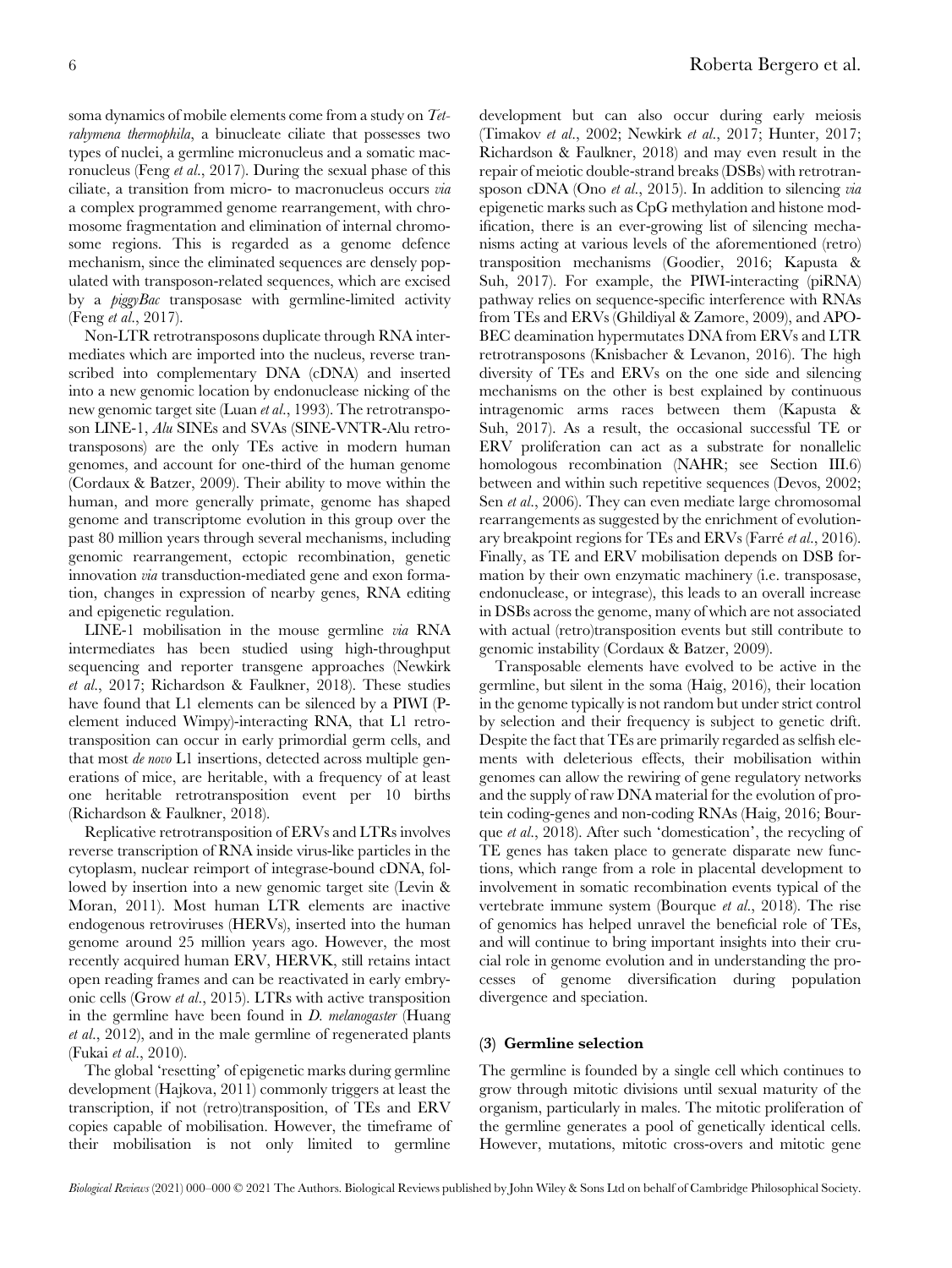soma dynamics of mobile elements come from a study on *Tetrahymena thermophila*, a binucleate ciliate that possesses two types of nuclei, a germline micronucleus and a somatic macronucleus (Feng *et al.*, 2017). During the sexual phase of this ciliate, a transition from micro- to macronucleus occurs *via* a complex programmed genome rearrangement, with chromosome fragmentation and elimination of internal chromosome regions. This is regarded as a genome defence mechanism, since the eliminated sequences are densely populated with transposon-related sequences, which are excised by a *piggyBac* transposase with germline-limited activity (Feng *et al.*, 2017).

Non-LTR retrotransposons duplicate through RNA intermediates which are imported into the nucleus, reverse transcribed into complementary DNA (cDNA) and inserted into a new genomic location by endonuclease nicking of the new genomic target site (Luan *et al.*, 1993). The retrotransposon LINE-1, *Alu* SINEs and SVAs (SINE-VNTR-Alu retrotransposons) are the only TEs active in modern human genomes, and account for one-third of the human genome (Cordaux & Batzer, 2009). Their ability to move within the human, and more generally primate, genome has shaped genome and transcriptome evolution in this group over the past 80 million years through several mechanisms, including genomic rearrangement, ectopic recombination, genetic innovation *via* transduction-mediated gene and exon formation, changes in expression of nearby genes, RNA editing and epigenetic regulation.

LINE-1 mobilisation in the mouse germline *via* RNA intermediates has been studied using high-throughput sequencing and reporter transgene approaches (Newkirk *et al.*, 2017; Richardson & Faulkner, 2018). These studies have found that L1 elements can be silenced by a PIWI (P-element induced Wimpy)-interacting RNA, that L1 retrotransposition can occur in early primordial germ cells, and that most *de novo* L1 insertions, detected across multiple generations of mice, are heritable, with a frequency of at least one heritable retrotransposition event per 10 births (Richardson & Faulkner, 2018).

Replicative retrotransposition of ERVs and LTRs involves reverse transcription of RNA inside virus-like particles in the cytoplasm, nuclear reimport of integrase-bound cDNA, followed by insertion into a new genomic target site (Levin & Moran, 2011). Most human LTR elements are inactive endogenous retroviruses (HERVs), inserted into the human genome around 25 million years ago. However, the most recently acquired human ERV, HERVK, still retains intact open reading frames and can be reactivated in early embryonic cells (Grow *et al.*, 2015). LTRs with active transposition in the germline have been found in *D. melanogaster* (Huang *et al.*, 2012), and in the male germline of regenerated plants (Fukai *et al.*, 2010).

The global 'resetting' of epigenetic marks during germline development (Hajkova, 2011) commonly triggers at least the transcription, if not (retro)transposition, of TEs and ERV copies capable of mobilisation. However, the timeframe of their mobilisation is not only limited to germline development but can also occur during early meiosis (Timakov *et al.*, 2002; Newkirk *et al.*, 2017; Hunter, 2017; Richardson & Faulkner, 2018) and may even result in the repair of meiotic double-strand breaks (DSBs) with retrotransposon cDNA (Ono *et al.*, 2015). In addition to silencing *via* epigenetic marks such as CpG methylation and histone modification, there is an ever-growing list of silencing mechanisms acting at various levels of the aforementioned (retro) transposition mechanisms (Goodier, 2016; Kapusta & Suh, 2017). For example, the PIWI-interacting (piRNA) pathway relies on sequence-specific interference with RNAs from TEs and ERVs (Ghildiyal & Zamore, 2009), and APOBEC deamination hypermutates DNA from ERVs and LTR retrotransposons (Knisbacher & Levanon, 2016). The high diversity of TEs and ERVs on the one side and silencing mechanisms on the other is best explained by continuous intragenomic arms races between them (Kapusta & Suh, 2017). As a result, the occasional successful TE or ERV proliferation can act as a substrate for nonallelic homologous recombination (NAHR; see Section III.6) between and within such repetitive sequences (Devos, 2002; Sen *et al.*, 2006). They can even mediate large chromosomal rearrangements as suggested by the enrichment of evolutionary breakpoint regions for TEs and ERVs (Farré *et al.*, 2016). Finally, as TE and ERV mobilisation depends on DSB formation by their own enzymatic machinery (i.e. transposase, endonuclease, or integrase), this leads to an overall increase in DSBs across the genome, many of which are not associated with actual (retro)transposition events but still contribute to genomic instability (Cordaux & Batzer, 2009).

Transposable elements have evolved to be active in the germline, but silent in the soma (Haig, 2016), their location in the genome typically is not random but under strict control by selection and their frequency is subject to genetic drift. Despite the fact that TEs are primarily regarded as selfish elements with deleterious effects, their mobilisation within genomes can allow the rewiring of gene regulatory networks and the supply of raw DNA material for the evolution of protein coding-genes and non-coding RNAs (Haig, 2016; Bourque *et al.*, 2018). After such 'domestication', the recycling of TE genes has taken place to generate disparate new functions, which range from a role in placental development to involvement in somatic recombination events typical of the vertebrate immune system (Bourque *et al.*, 2018). The rise of genomics has helped unravel the beneficial role of TEs, and will continue to bring important insights into their crucial role in genome evolution and in understanding the processes of genome diversification during population divergence and speciation.

### (3) Germline selection

The germline is founded by a single cell which continues to grow through mitotic divisions until sexual maturity of the organism, particularly in males. The mitotic proliferation of the germline generates a pool of genetically identical cells. However, mutations, mitotic cross-overs and mitotic gene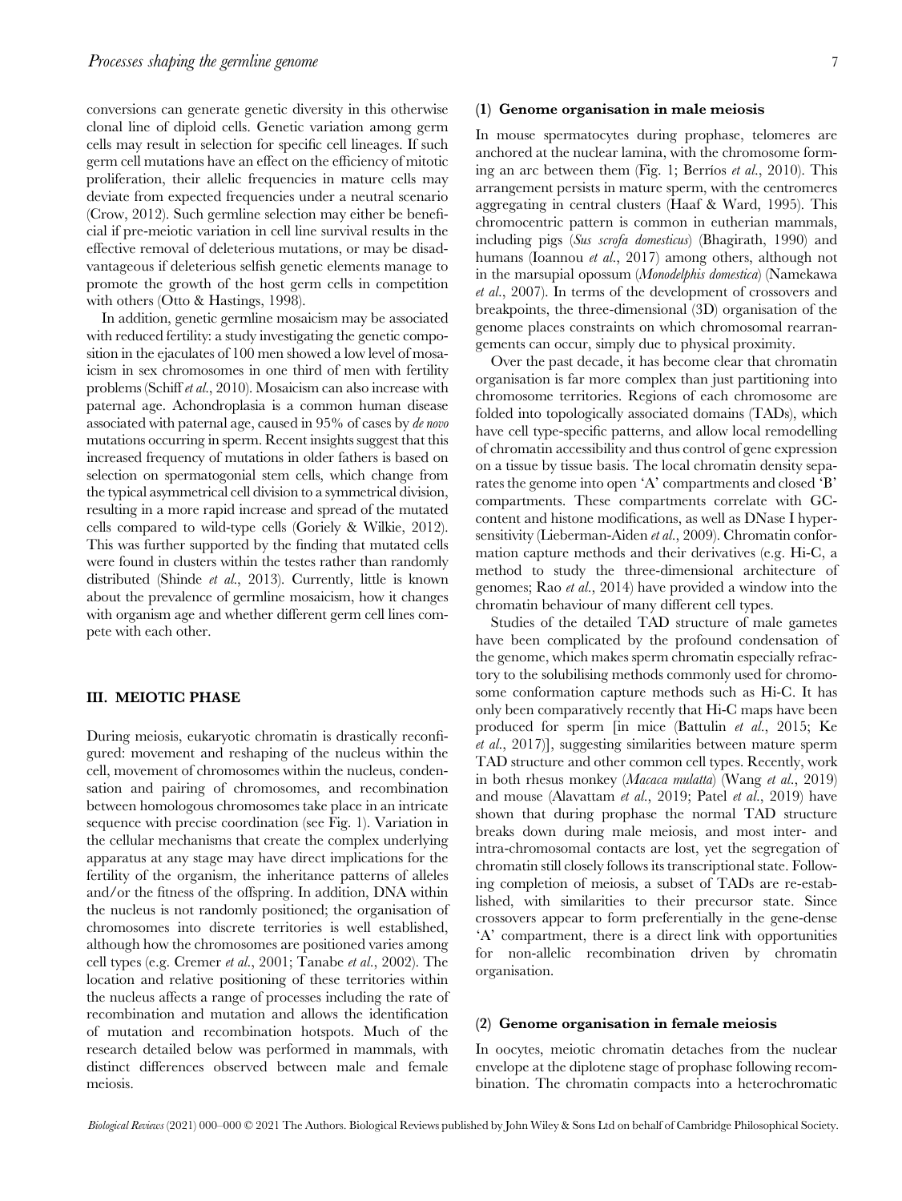conversions can generate genetic diversity in this otherwise clonal line of diploid cells. Genetic variation among germ cells may result in selection for specific cell lineages. If such germ cell mutations have an effect on the efficiency of mitotic proliferation, their allelic frequencies in mature cells may deviate from expected frequencies under a neutral scenario (Crow, 2012). Such germline selection may either be beneficial if pre-meiotic variation in cell line survival results in the effective removal of deleterious mutations, or may be disadvantageous if deleterious selfish genetic elements manage to promote the growth of the host germ cells in competition with others (Otto & Hastings, 1998).

In addition, genetic germline mosaicism may be associated with reduced fertility: a study investigating the genetic composition in the ejaculates of 100 men showed a low level of mosaicism in sex chromosomes in one third of men with fertility problems (Schiff *et al*., 2010). Mosaicism can also increase with paternal age. Achondroplasia is a common human disease associated with paternal age, caused in 95% of cases by *de novo* mutations occurring in sperm. Recent insights suggest that this increased frequency of mutations in older fathers is based on selection on spermatogonial stem cells, which change from the typical asymmetrical cell division to a symmetrical division, resulting in a more rapid increase and spread of the mutated cells compared to wild-type cells (Goriely & Wilkie, 2012). This was further supported by the finding that mutated cells were found in clusters within the testes rather than randomly distributed (Shinde *et al*., 2013). Currently, little is known about the prevalence of germline mosaicism, how it changes with organism age and whether different germ cell lines compete with each other.

## III. MEIOTIC PHASE

During meiosis, eukaryotic chromatin is drastically reconfigured: movement and reshaping of the nucleus within the cell, movement of chromosomes within the nucleus, condensation and pairing of chromosomes, and recombination between homologous chromosomes take place in an intricate sequence with precise coordination (see Fig. 1). Variation in the cellular mechanisms that create the complex underlying apparatus at any stage may have direct implications for the fertility of the organism, the inheritance patterns of alleles and/or the fitness of the offspring. In addition, DNA within the nucleus is not randomly positioned; the organisation of chromosomes into discrete territories is well established, although how the chromosomes are positioned varies among cell types (e.g. Cremer *et al*., 2001; Tanabe *et al*., 2002). The location and relative positioning of these territories within the nucleus affects a range of processes including the rate of recombination and mutation and allows the identification of mutation and recombination hotspots. Much of the research detailed below was performed in mammals, with distinct differences observed between male and female meiosis.

### (1) Genome organisation in male meiosis

In mouse spermatocytes during prophase, telomeres are anchored at the nuclear lamina, with the chromosome forming an arc between them (Fig. 1; Berríos *et al*., 2010). This arrangement persists in mature sperm, with the centromeres aggregating in central clusters (Haaf & Ward, 1995). This chromocentric pattern is common in eutherian mammals, including pigs (*Sus scrofa domesticus*) (Bhagirath, 1990) and humans (Ioannou *et al*., 2017) among others, although not in the marsupial opossum (*Monodelphis domestica*) (Namekawa *et al*., 2007). In terms of the development of crossovers and breakpoints, the three-dimensional (3D) organisation of the genome places constraints on which chromosomal rearrangements can occur, simply due to physical proximity.

Over the past decade, it has become clear that chromatin organisation is far more complex than just partitioning into chromosome territories. Regions of each chromosome are folded into topologically associated domains (TADs), which have cell type-specific patterns, and allow local remodelling of chromatin accessibility and thus control of gene expression on a tissue by tissue basis. The local chromatin density separates the genome into open 'A' compartments and closed 'B' compartments. These compartments correlate with GC-content and histone modifications, as well as DNase I hypersensitivity (Lieberman-Aiden *et al*., 2009). Chromatin conformation capture methods and their derivatives (e.g. Hi-C, a method to study the three-dimensional architecture of genomes; Rao *et al*., 2014) have provided a window into the chromatin behaviour of many different cell types.

Studies of the detailed TAD structure of male gametes have been complicated by the profound condensation of the genome, which makes sperm chromatin especially refractory to the solubilising methods commonly used for chromosome conformation capture methods such as Hi-C. It has only been comparatively recently that Hi-C maps have been produced for sperm [in mice (Battulin *et al*., 2015; Ke *et al*., 2017)], suggesting similarities between mature sperm TAD structure and other common cell types. Recently, work in both rhesus monkey (*Macaca mulatta*) (Wang *et al*., 2019) and mouse (Alavattam *et al*., 2019; Patel *et al*., 2019) have shown that during prophase the normal TAD structure breaks down during male meiosis, and most inter- and intra-chromosomal contacts are lost, yet the segregation of chromatin still closely follows its transcriptional state. Following completion of meiosis, a subset of TADs are re-established, with similarities to their precursor state. Since crossovers appear to form preferentially in the gene-dense 'A' compartment, there is a direct link with opportunities for non-allelic recombination driven by chromatin organisation.

### (2) Genome organisation in female meiosis

In oocytes, meiotic chromatin detaches from the nuclear envelope at the diplotene stage of prophase following recombination. The chromatin compacts into a heterochromatic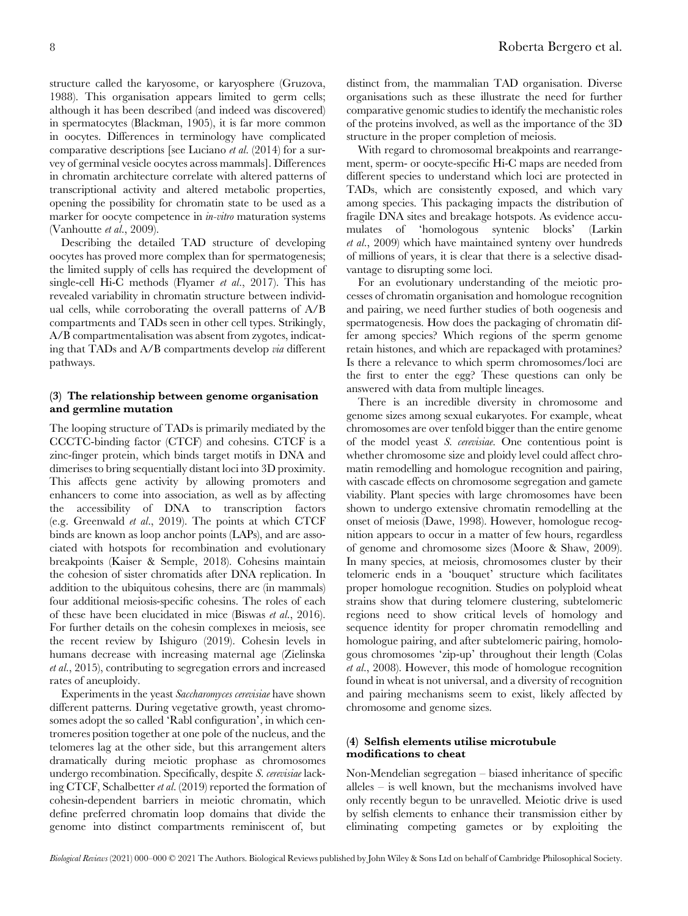structure called the karyosome, or karyosphere (Gruzova, 1988). This organisation appears limited to germ cells; although it has been described (and indeed was discovered) in spermatocytes (Blackman, 1905), it is far more common in oocytes. Differences in terminology have complicated comparative descriptions [see Luciano *et al.* (2014) for a survey of germinal vesicle oocytes across mammals]. Differences in chromatin architecture correlate with altered patterns of transcriptional activity and altered metabolic properties, opening the possibility for chromatin state to be used as a marker for oocyte competence in *in-vitro* maturation systems (Vanhoutte *et al.*, 2009).

Describing the detailed TAD structure of developing oocytes has proved more complex than for spermatogenesis; the limited supply of cells has required the development of single-cell Hi-C methods (Flyamer *et al.*, 2017). This has revealed variability in chromatin structure between individual cells, while corroborating the overall patterns of A/B compartments and TADs seen in other cell types. Strikingly, A/B compartmentalisation was absent from zygotes, indicating that TADs and A/B compartments develop *via* different pathways.

### (3) The relationship between genome organisation and germline mutation

The looping structure of TADs is primarily mediated by the CCCTC-binding factor (CTCF) and cohesins. CTCF is a zinc-finger protein, which binds target motifs in DNA and dimerises to bring sequentially distant loci into 3D proximity. This affects gene activity by allowing promoters and enhancers to come into association, as well as by affecting the accessibility of DNA to transcription factors (e.g. Greenwald *et al.*, 2019). The points at which CTCF binds are known as loop anchor points (LAPs), and are associated with hotspots for recombination and evolutionary breakpoints (Kaiser & Semple, 2018). Cohesins maintain the cohesion of sister chromatids after DNA replication. In addition to the ubiquitous cohesins, there are (in mammals) four additional meiosis-specific cohesins. The roles of each of these have been elucidated in mice (Biswas *et al.*, 2016). For further details on the cohesin complexes in meiosis, see the recent review by Ishiguro (2019). Cohesin levels in humans decrease with increasing maternal age (Zielinska *et al.*, 2015), contributing to segregation errors and increased rates of aneuploidy.

Experiments in the yeast *Saccharomyces cerevisiae* have shown different patterns. During vegetative growth, yeast chromosomes adopt the so called 'Rabl configuration', in which centromeres position together at one pole of the nucleus, and the telomeres lag at the other side, but this arrangement alters dramatically during meiotic prophase as chromosomes undergo recombination. Specifically, despite *S. cerevisiae* lacking CTCF, Schalbetter *et al.* (2019) reported the formation of cohesin-dependent barriers in meiotic chromatin, which define preferred chromatin loop domains that divide the genome into distinct compartments reminiscent of, but distinct from, the mammalian TAD organisation. Diverse organisations such as these illustrate the need for further comparative genomic studies to identify the mechanistic roles of the proteins involved, as well as the importance of the 3D structure in the proper completion of meiosis.

With regard to chromosomal breakpoints and rearrangement, sperm- or oocyte-specific Hi-C maps are needed from different species to understand which loci are protected in TADs, which are consistently exposed, and which vary among species. This packaging impacts the distribution of fragile DNA sites and breakage hotspots. As evidence accumulates of 'homologous syntenic blocks' (Larkin *et al.*, 2009) which have maintained synteny over hundreds of millions of years, it is clear that there is a selective disadvantage to disrupting some loci.

For an evolutionary understanding of the meiotic processes of chromatin organisation and homologue recognition and pairing, we need further studies of both oogenesis and spermatogenesis. How does the packaging of chromatin differ among species? Which regions of the sperm genome retain histones, and which are repackaged with protamines? Is there a relevance to which sperm chromosomes/loci are the first to enter the egg? These questions can only be answered with data from multiple lineages.

There is an incredible diversity in chromosome and genome sizes among sexual eukaryotes. For example, wheat chromosomes are over tenfold bigger than the entire genome of the model yeast *S. cerevisiae*. One contentious point is whether chromosome size and ploidy level could affect chromatin remodelling and homologue recognition and pairing, with cascade effects on chromosome segregation and gamete viability. Plant species with large chromosomes have been shown to undergo extensive chromatin remodelling at the onset of meiosis (Dawe, 1998). However, homologue recognition appears to occur in a matter of few hours, regardless of genome and chromosome sizes (Moore & Shaw, 2009). In many species, at meiosis, chromosomes cluster by their telomeric ends in a 'bouquet' structure which facilitates proper homologue recognition. Studies on polyploid wheat strains show that during telomere clustering, subtelomeric regions need to show critical levels of homology and sequence identity for proper chromatin remodelling and homologue pairing, and after subtelomeric pairing, homologous chromosomes 'zip-up' throughout their length (Colas *et al.*, 2008). However, this mode of homologue recognition found in wheat is not universal, and a diversity of recognition and pairing mechanisms seem to exist, likely affected by chromosome and genome sizes.

### (4) Selfish elements utilise microtubule modifications to cheat

Non-Mendelian segregation – biased inheritance of specific alleles – is well known, but the mechanisms involved have only recently begun to be unravelled. Meiotic drive is used by selfish elements to enhance their transmission either by eliminating competing gametes or by exploiting the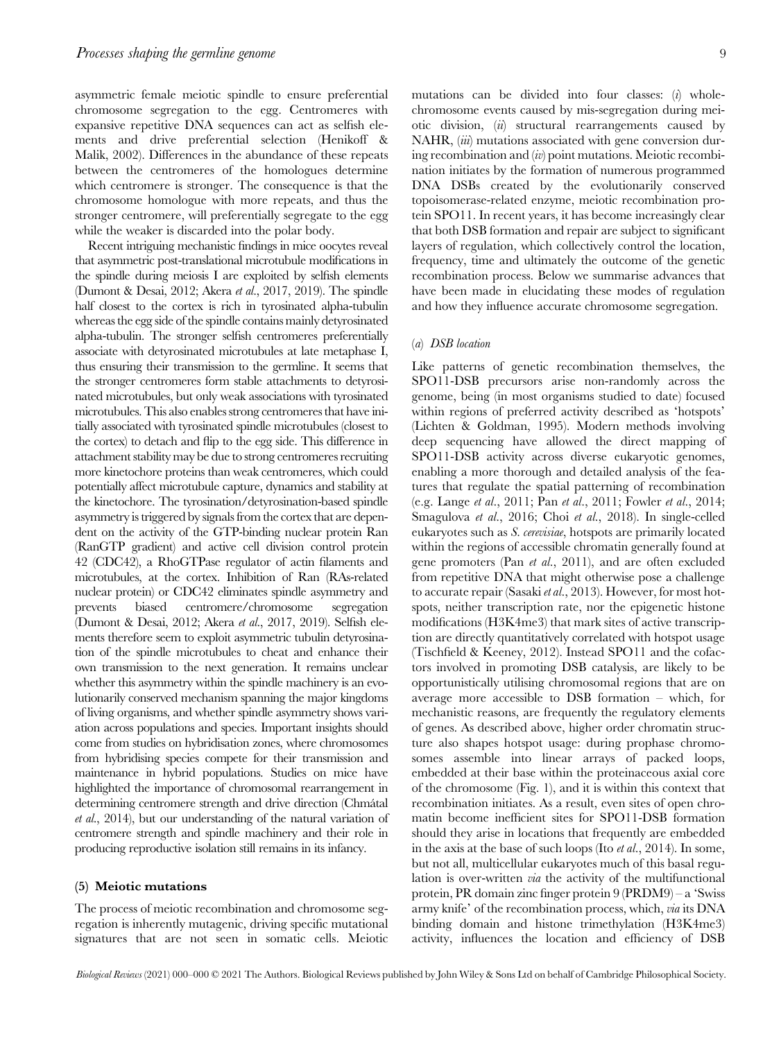asymmetric female meiotic spindle to ensure preferential chromosome segregation to the egg. Centromeres with expansive repetitive DNA sequences can act as selfish elements and drive preferential selection (Henikoff & Malik, 2002). Differences in the abundance of these repeats between the centromeres of the homologues determine which centromere is stronger. The consequence is that the chromosome homologue with more repeats, and thus the stronger centromere, will preferentially segregate to the egg while the weaker is discarded into the polar body.

Recent intriguing mechanistic findings in mice oocytes reveal that asymmetric post-translational microtubule modifications in the spindle during meiosis I are exploited by selfish elements (Dumont & Desai, 2012; Akera *et al.*, 2017, 2019). The spindle half closest to the cortex is rich in tyrosinated alpha-tubulin whereas the egg side of the spindle contains mainly detyrosinated alpha-tubulin. The stronger selfish centromeres preferentially associate with detyrosinated microtubules at late metaphase I, thus ensuring their transmission to the germline. It seems that the stronger centromeres form stable attachments to detyrosinated microtubules, but only weak associations with tyrosinated microtubules. This also enables strong centromeres that have initially associated with tyrosinated spindle microtubules (closest to the cortex) to detach and flip to the egg side. This difference in attachment stability may be due to strong centromeres recruiting more kinetochore proteins than weak centromeres, which could potentially affect microtubule capture, dynamics and stability at the kinetochore. The tyrosination/detyrosination-based spindle asymmetry is triggered by signals from the cortex that are dependent on the activity of the GTP-binding nuclear protein Ran (RanGTP gradient) and active cell division control protein 42 (CDC42), a RhoGTPase regulator of actin filaments and microtubules, at the cortex. Inhibition of Ran (RAs-related nuclear protein) or CDC42 eliminates spindle asymmetry and prevents biased centromere/chromosome segregation (Dumont & Desai, 2012; Akera *et al.*, 2017, 2019). Selfish elements therefore seem to exploit asymmetric tubulin detyrosination of the spindle microtubules to cheat and enhance their own transmission to the next generation. It remains unclear whether this asymmetry within the spindle machinery is an evolutionarily conserved mechanism spanning the major kingdoms of living organisms, and whether spindle asymmetry shows variation across populations and species. Important insights should come from studies on hybridisation zones, where chromosomes from hybridising species compete for their transmission and maintenance in hybrid populations. Studies on mice have highlighted the importance of chromosomal rearrangement in determining centromere strength and drive direction (Chmátal *et al.*, 2014), but our understanding of the natural variation of centromere strength and spindle machinery and their role in producing reproductive isolation still remains in its infancy.

### (5) Meiotic mutations

The process of meiotic recombination and chromosome segregation is inherently mutagenic, driving specific mutational signatures that are not seen in somatic cells. Meiotic mutations can be divided into four classes: (*i*) whole-chromosome events caused by mis-segregation during meiotic division, (*ii*) structural rearrangements caused by NAHR, (*iii*) mutations associated with gene conversion during recombination and (*iv*) point mutations. Meiotic recombination initiates by the formation of numerous programmed DNA DSBs created by the evolutionarily conserved topoisomerase-related enzyme, meiotic recombination protein SPO11. In recent years, it has become increasingly clear that both DSB formation and repair are subject to significant layers of regulation, which collectively control the location, frequency, time and ultimately the outcome of the genetic recombination process. Below we summarise advances that have been made in elucidating these modes of regulation and how they influence accurate chromosome segregation.

#### (*a*) *DSB location*

Like patterns of genetic recombination themselves, the SPO11-DSB precursors arise non-randomly across the genome, being (in most organisms studied to date) focused within regions of preferred activity described as 'hotspots' (Lichten & Goldman, 1995). Modern methods involving deep sequencing have allowed the direct mapping of SPO11-DSB activity across diverse eukaryotic genomes, enabling a more thorough and detailed analysis of the features that regulate the spatial patterning of recombination (e.g. Lange *et al.*, 2011; Pan *et al.*, 2011; Fowler *et al.*, 2014; Smagulova *et al.*, 2016; Choi *et al.*, 2018). In single-celled eukaryotes such as *S. cerevisiae*, hotspots are primarily located within the regions of accessible chromatin generally found at gene promoters (Pan *et al.*, 2011), and are often excluded from repetitive DNA that might otherwise pose a challenge to accurate repair (Sasaki *et al.*, 2013). However, for most hotspots, neither transcription rate, nor the epigenetic histone modifications (H3K4me3) that mark sites of active transcription are directly quantitatively correlated with hotspot usage (Tischfield & Keeney, 2012). Instead SPO11 and the cofactors involved in promoting DSB catalysis, are likely to be opportunistically utilising chromosomal regions that are on average more accessible to DSB formation – which, for mechanistic reasons, are frequently the regulatory elements of genes. As described above, higher order chromatin structure also shapes hotspot usage: during prophase chromosomes assemble into linear arrays of packed loops, embedded at their base within the proteinaceous axial core of the chromosome (Fig. 1), and it is within this context that recombination initiates. As a result, even sites of open chromatin become inefficient sites for SPO11-DSB formation should they arise in locations that frequently are embedded in the axis at the base of such loops (Ito *et al.*, 2014). In some, but not all, multicellular eukaryotes much of this basal regulation is over-written *via* the activity of the multifunctional protein, PR domain zinc finger protein 9 (PRDM9) – a 'Swiss army knife' of the recombination process, which, *via* its DNA binding domain and histone trimethylation (H3K4me3) activity, influences the location and efficiency of DSB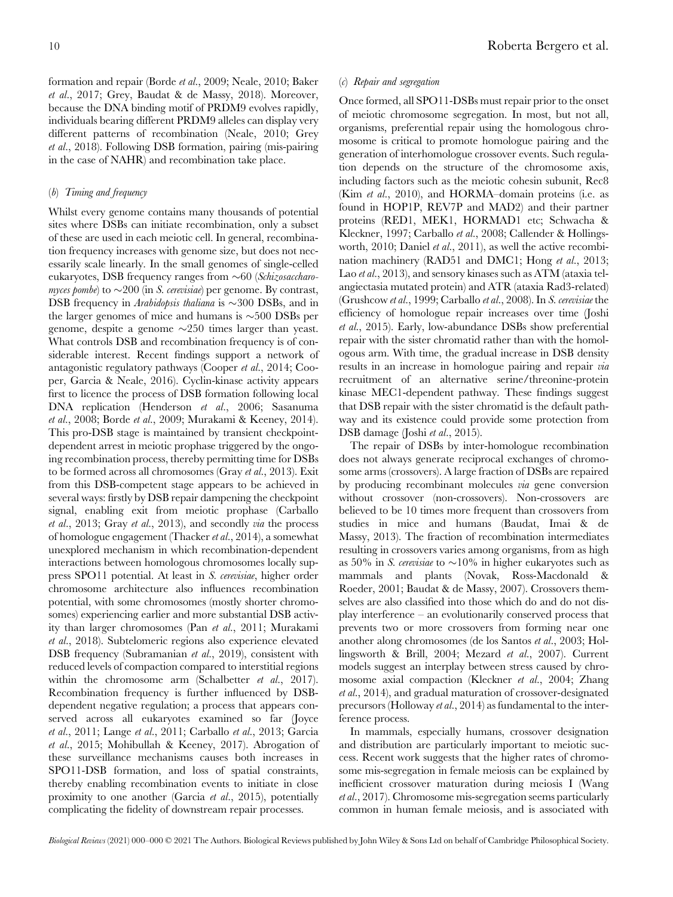formation and repair (Borde *et al.*, 2009; Neale, 2010; Baker *et al.*, 2017; Grey, Baudat & de Massy, 2018). Moreover, because the DNA binding motif of PRDM9 evolves rapidly, individuals bearing different PRDM9 alleles can display very different patterns of recombination (Neale, 2010; Grey *et al.*, 2018). Following DSB formation, pairing (mis-pairing in the case of NAHR) and recombination take place.

### (*b*) *Timing and frequency*

Whilst every genome contains many thousands of potential sites where DSBs can initiate recombination, only a subset of these are used in each meiotic cell. In general, recombination frequency increases with genome size, but does not necessarily scale linearly. In the small genomes of single-celled eukaryotes, DSB frequency ranges from ~60 (*Schizosaccharomyces pombe*) to ~200 (in *S. cerevisiae*) per genome. By contrast, DSB frequency in *Arabidopsis thaliana* is ~300 DSBs, and in the larger genomes of mice and humans is ~500 DSBs per genome, despite a genome ~250 times larger than yeast. What controls DSB and recombination frequency is of considerable interest. Recent findings support a network of antagonistic regulatory pathways (Cooper *et al.*, 2014; Cooper, Garcia & Neale, 2016). Cyclin-kinase activity appears first to licence the process of DSB formation following local DNA replication (Henderson *et al.*, 2006; Sasanuma *et al.*, 2008; Borde *et al.*, 2009; Murakami & Keeney, 2014). This pro-DSB stage is maintained by transient checkpoint-dependent arrest in meiotic prophase triggered by the ongoing recombination process, thereby permitting time for DSBs to be formed across all chromosomes (Gray *et al.*, 2013). Exit from this DSB-competent stage appears to be achieved in several ways: firstly by DSB repair dampening the checkpoint signal, enabling exit from meiotic prophase (Carballo *et al.*, 2013; Gray *et al.*, 2013), and secondly *via* the process of homologue engagement (Thacker *et al.*, 2014), a somewhat unexplored mechanism in which recombination-dependent interactions between homologous chromosomes locally suppress SPO11 potential. At least in *S. cerevisiae*, higher order chromosome architecture also influences recombination potential, with some chromosomes (mostly shorter chromosomes) experiencing earlier and more substantial DSB activity than larger chromosomes (Pan *et al.*, 2011; Murakami *et al.*, 2018). Subtelomeric regions also experience elevated DSB frequency (Subramanian *et al.*, 2019), consistent with reduced levels of compaction compared to interstitial regions within the chromosome arm (Schalbetter *et al.*, 2017). Recombination frequency is further influenced by DSB-dependent negative regulation; a process that appears conserved across all eukaryotes examined so far (Joyce *et al.*, 2011; Lange *et al.*, 2011; Carballo *et al.*, 2013; Garcia *et al.*, 2015; Mohibullah & Keeney, 2017). Abrogation of these surveillance mechanisms causes both increases in SPO11-DSB formation, and loss of spatial constraints, thereby enabling recombination events to initiate in close proximity to one another (Garcia *et al.*, 2015), potentially complicating the fidelity of downstream repair processes.

### (*c*) *Repair and segregation*

Once formed, all SPO11-DSBs must repair prior to the onset of meiotic chromosome segregation. In most, but not all, organisms, preferential repair using the homologous chromosome is critical to promote homologue pairing and the generation of interhomologue crossover events. Such regulation depends on the structure of the chromosome axis, including factors such as the meiotic cohesin subunit, Rec8 (Kim *et al.*, 2010), and HORMA–domain proteins (i.e. as found in HOP1P, REV7P and MAD2) and their partner proteins (RED1, MEK1, HORMAD1 etc; Schwacha & Kleckner, 1997; Carballo *et al.*, 2008; Callender & Hollingsworth, 2010; Daniel *et al.*, 2011), as well the active recombination machinery (RAD51 and DMC1; Hong *et al.*, 2013; Lao *et al.*, 2013), and sensory kinases such as ATM (ataxia telangiectasia mutated protein) and ATR (ataxia Rad3-related) (Grushcow *et al.*, 1999; Carballo *et al.*, 2008). In *S. cerevisiae* the efficiency of homologue repair increases over time (Joshi *et al.*, 2015). Early, low-abundance DSBs show preferential repair with the sister chromatid rather than with the homologous arm. With time, the gradual increase in DSB density results in an increase in homologue pairing and repair *via* recruitment of an alternative serine/threonine-protein kinase MEC1-dependent pathway. These findings suggest that DSB repair with the sister chromatid is the default pathway and its existence could provide some protection from DSB damage (Joshi *et al.*, 2015).

The repair of DSBs by inter-homologue recombination does not always generate reciprocal exchanges of chromosome arms (crossovers). A large fraction of DSBs are repaired by producing recombinant molecules *via* gene conversion without crossover (non-crossovers). Non-crossovers are believed to be 10 times more frequent than crossovers from studies in mice and humans (Baudat, Imai & de Massy, 2013). The fraction of recombination intermediates resulting in crossovers varies among organisms, from as high as 50% in *S. cerevisiae* to ~10% in higher eukaryotes such as mammals and plants (Novak, Ross-Macdonald & Roeder, 2001; Baudat & de Massy, 2007). Crossovers themselves are also classified into those which do and do not display interference – an evolutionarily conserved process that prevents two or more crossovers from forming near one another along chromosomes (de los Santos *et al.*, 2003; Hollingsworth & Brill, 2004; Mezard *et al.*, 2007). Current models suggest an interplay between stress caused by chromosome axial compaction (Kleckner *et al.*, 2004; Zhang *et al.*, 2014), and gradual maturation of crossover-designated precursors (Holloway *et al.*, 2014) as fundamental to the interference process.

In mammals, especially humans, crossover designation and distribution are particularly important to meiotic success. Recent work suggests that the higher rates of chromosome mis-segregation in female meiosis can be explained by inefficient crossover maturation during meiosis I (Wang *et al.*, 2017). Chromosome mis-segregation seems particularly common in human female meiosis, and is associated with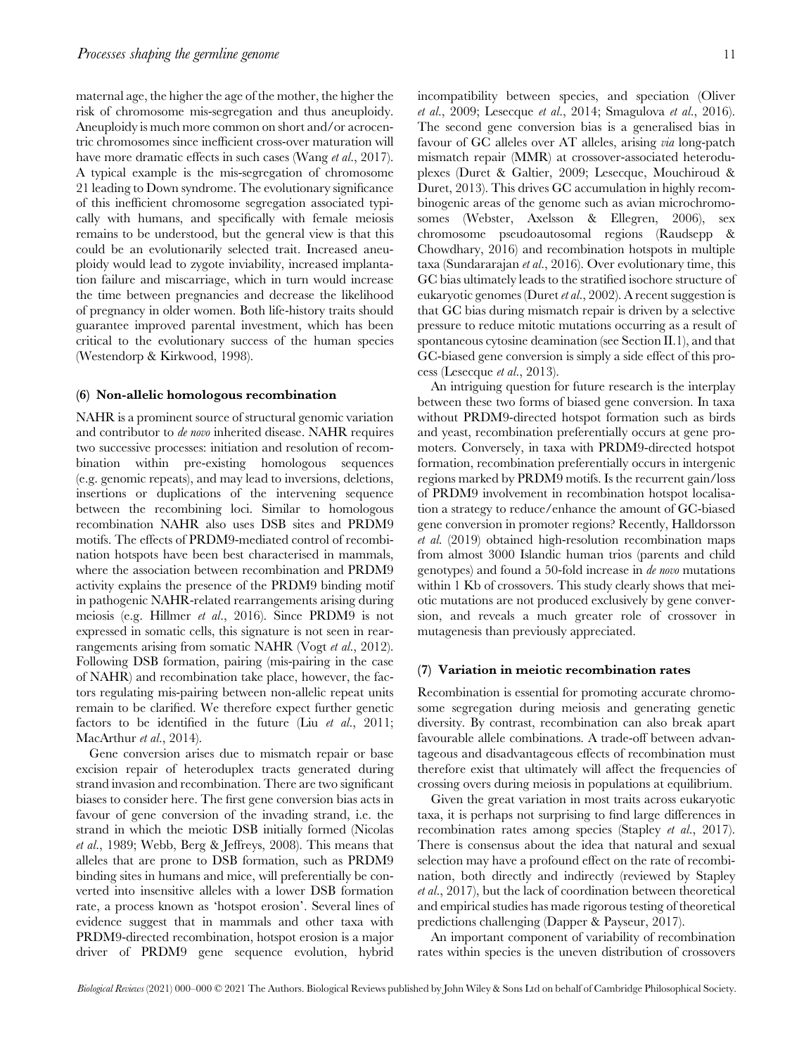maternal age, the higher the age of the mother, the higher the risk of chromosome mis-segregation and thus aneuploidy. Aneuploidy is much more common on short and/or acrocentric chromosomes since inefficient cross-over maturation will have more dramatic effects in such cases (Wang *et al.*, 2017). A typical example is the mis-segregation of chromosome 21 leading to Down syndrome. The evolutionary significance of this inefficient chromosome segregation associated typically with humans, and specifically with female meiosis remains to be understood, but the general view is that this could be an evolutionarily selected trait. Increased aneuploidy would lead to zygote inviability, increased implantation failure and miscarriage, which in turn would increase the time between pregnancies and decrease the likelihood of pregnancy in older women. Both life-history traits should guarantee improved parental investment, which has been critical to the evolutionary success of the human species (Westendorp & Kirkwood, 1998).

### (6) Non-allelic homologous recombination

NAHR is a prominent source of structural genomic variation and contributor to *de novo* inherited disease. NAHR requires two successive processes: initiation and resolution of recombination within pre-existing homologous sequences (e.g. genomic repeats), and may lead to inversions, deletions, insertions or duplications of the intervening sequence between the recombining loci. Similar to homologous recombination NAHR also uses DSB sites and PRDM9 motifs. The effects of PRDM9-mediated control of recombination hotspots have been best characterised in mammals, where the association between recombination and PRDM9 activity explains the presence of the PRDM9 binding motif in pathogenic NAHR-related rearrangements arising during meiosis (e.g. Hillmer *et al.*, 2016). Since PRDM9 is not expressed in somatic cells, this signature is not seen in rearrangements arising from somatic NAHR (Vogt *et al.*, 2012). Following DSB formation, pairing (mis-pairing in the case of NAHR) and recombination take place, however, the factors regulating mis-pairing between non-allelic repeat units remain to be clarified. We therefore expect further genetic factors to be identified in the future (Liu *et al.*, 2011; MacArthur *et al.*, 2014).

Gene conversion arises due to mismatch repair or base excision repair of heteroduplex tracts generated during strand invasion and recombination. There are two significant biases to consider here. The first gene conversion bias acts in favour of gene conversion of the invading strand, i.e. the strand in which the meiotic DSB initially formed (Nicolas *et al.*, 1989; Webb, Berg & Jeffreys, 2008). This means that alleles that are prone to DSB formation, such as PRDM9 binding sites in humans and mice, will preferentially be converted into insensitive alleles with a lower DSB formation rate, a process known as 'hotspot erosion'. Several lines of evidence suggest that in mammals and other taxa with PRDM9-directed recombination, hotspot erosion is a major driver of PRDM9 gene sequence evolution, hybrid incompatibility between species, and speciation (Oliver *et al.*, 2009; Lesecque *et al.*, 2014; Smagulova *et al.*, 2016). The second gene conversion bias is a generalised bias in favour of GC alleles over AT alleles, arising *via* long-patch mismatch repair (MMR) at crossover-associated heteroduplexes (Duret & Galtier, 2009; Lesecque, Mouchiroud & Duret, 2013). This drives GC accumulation in highly recombinogenic areas of the genome such as avian microchromosomes (Webster, Axelsson & Ellegren, 2006), sex chromosome pseudoautosomal regions (Raudsepp & Chowdhary, 2016) and recombination hotspots in multiple taxa (Sundararajan *et al.*, 2016). Over evolutionary time, this GC bias ultimately leads to the stratified isochore structure of eukaryotic genomes (Duret *et al.*, 2002). A recent suggestion is that GC bias during mismatch repair is driven by a selective pressure to reduce mitotic mutations occurring as a result of spontaneous cytosine deamination (see Section II.1), and that GC-biased gene conversion is simply a side effect of this process (Lesecque *et al.*, 2013).

An intriguing question for future research is the interplay between these two forms of biased gene conversion. In taxa without PRDM9-directed hotspot formation such as birds and yeast, recombination preferentially occurs at gene promoters. Conversely, in taxa with PRDM9-directed hotspot formation, recombination preferentially occurs in intergenic regions marked by PRDM9 motifs. Is the recurrent gain/loss of PRDM9 involvement in recombination hotspot localisation a strategy to reduce/enhance the amount of GC-biased gene conversion in promoter regions? Recently, Halldorsson *et al.* (2019) obtained high-resolution recombination maps from almost 3000 Islandic human trios (parents and child genotypes) and found a 50-fold increase in *de novo* mutations within 1 Kb of crossovers. This study clearly shows that meiotic mutations are not produced exclusively by gene conversion, and reveals a much greater role of crossover in mutagenesis than previously appreciated.

### (7) Variation in meiotic recombination rates

Recombination is essential for promoting accurate chromosome segregation during meiosis and generating genetic diversity. By contrast, recombination can also break apart favourable allele combinations. A trade-off between advantageous and disadvantageous effects of recombination must therefore exist that ultimately will affect the frequencies of crossing overs during meiosis in populations at equilibrium.

Given the great variation in most traits across eukaryotic taxa, it is perhaps not surprising to find large differences in recombination rates among species (Stapley *et al.*, 2017). There is consensus about the idea that natural and sexual selection may have a profound effect on the rate of recombination, both directly and indirectly (reviewed by Stapley *et al.*, 2017), but the lack of coordination between theoretical and empirical studies has made rigorous testing of theoretical predictions challenging (Dapper & Payseur, 2017).

An important component of variability of recombination rates within species is the uneven distribution of crossovers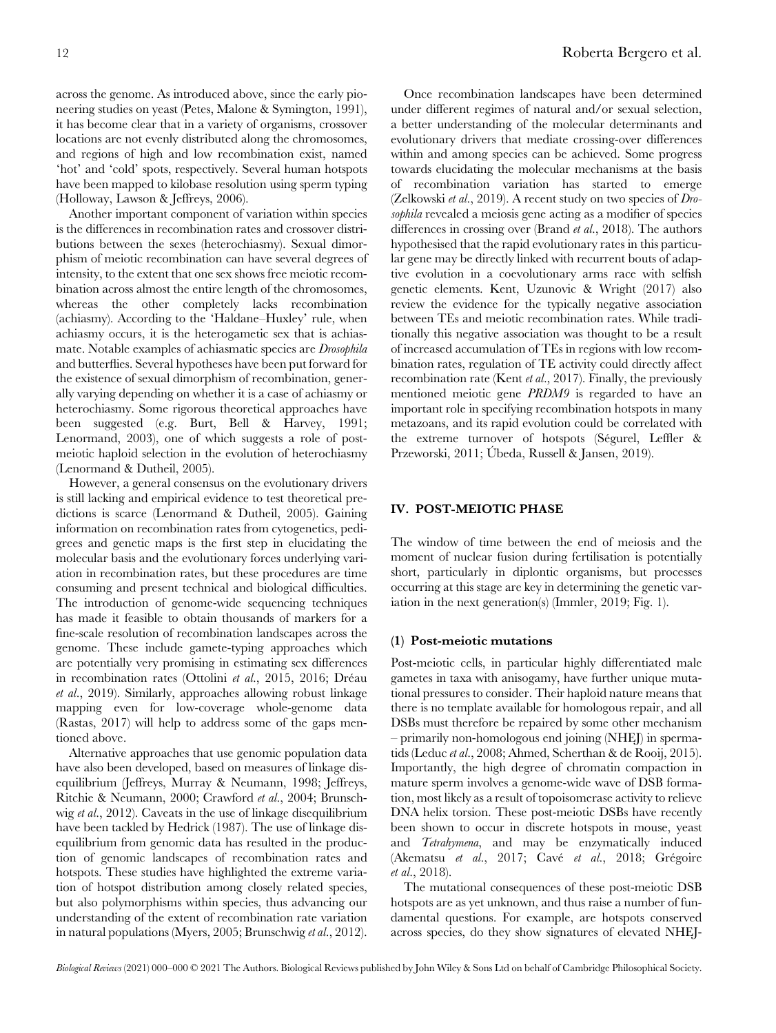across the genome. As introduced above, since the early pioneering studies on yeast (Petes, Malone & Symington, 1991), it has become clear that in a variety of organisms, crossover locations are not evenly distributed along the chromosomes, and regions of high and low recombination exist, named 'hot' and 'cold' spots, respectively. Several human hotspots have been mapped to kilobase resolution using sperm typing (Holloway, Lawson & Jeffreys, 2006).

Another important component of variation within species is the differences in recombination rates and crossover distributions between the sexes (heterochiasmy). Sexual dimorphism of meiotic recombination can have several degrees of intensity, to the extent that one sex shows free meiotic recombination across almost the entire length of the chromosomes, whereas the other completely lacks recombination (achiasmy). According to the 'Haldane–Huxley' rule, when achiasmy occurs, it is the heterogametic sex that is achiasmate. Notable examples of achiasmatic species are *Drosophila* and butterflies. Several hypotheses have been put forward for the existence of sexual dimorphism of recombination, generally varying depending on whether it is a case of achiasmy or heterochiasmy. Some rigorous theoretical approaches have been suggested (e.g. Burt, Bell & Harvey, 1991; Lenormand, 2003), one of which suggests a role of post-meiotic haploid selection in the evolution of heterochiasmy (Lenormand & Dutheil, 2005).

However, a general consensus on the evolutionary drivers is still lacking and empirical evidence to test theoretical predictions is scarce (Lenormand & Dutheil, 2005). Gaining information on recombination rates from cytogenetics, pedigrees and genetic maps is the first step in elucidating the molecular basis and the evolutionary forces underlying variation in recombination rates, but these procedures are time consuming and present technical and biological difficulties. The introduction of genome-wide sequencing techniques has made it feasible to obtain thousands of markers for a fine-scale resolution of recombination landscapes across the genome. These include gamete-typing approaches which are potentially very promising in estimating sex differences in recombination rates (Ottolini *et al.*, 2015, 2016; Dréau *et al.*, 2019). Similarly, approaches allowing robust linkage mapping even for low-coverage whole-genome data (Rastas, 2017) will help to address some of the gaps mentioned above.

Alternative approaches that use genomic population data have also been developed, based on measures of linkage disequilibrium (Jeffreys, Murray & Neumann, 1998; Jeffreys, Ritchie & Neumann, 2000; Crawford *et al.*, 2004; Brunschwig *et al.*, 2012). Caveats in the use of linkage disequilibrium have been tackled by Hedrick (1987). The use of linkage disequilibrium from genomic data has resulted in the production of genomic landscapes of recombination rates and hotspots. These studies have highlighted the extreme variation of hotspot distribution among closely related species, but also polymorphisms within species, thus advancing our understanding of the extent of recombination rate variation in natural populations (Myers, 2005; Brunschwig *et al.*, 2012).

Once recombination landscapes have been determined under different regimes of natural and/or sexual selection, a better understanding of the molecular determinants and evolutionary drivers that mediate crossing-over differences within and among species can be achieved. Some progress towards elucidating the molecular mechanisms at the basis of recombination variation has started to emerge (Zelkowski *et al.*, 2019). A recent study on two species of *Drosophila* revealed a meiosis gene acting as a modifier of species differences in crossing over (Brand *et al.*, 2018). The authors hypothesised that the rapid evolutionary rates in this particular gene may be directly linked with recurrent bouts of adaptive evolution in a coevolutionary arms race with selfish genetic elements. Kent, Uzunovic & Wright (2017) also review the evidence for the typically negative association between TEs and meiotic recombination rates. While traditionally this negative association was thought to be a result of increased accumulation of TEs in regions with low recombination rates, regulation of TE activity could directly affect recombination rate (Kent *et al.*, 2017). Finally, the previously mentioned meiotic gene *PRDM9* is regarded to have an important role in specifying recombination hotspots in many metazoans, and its rapid evolution could be correlated with the extreme turnover of hotspots (Ségurel, Leffler & Przeworski, 2011; Úbeda, Russell & Jansen, 2019).

## IV. POST-MEIOTIC PHASE

The window of time between the end of meiosis and the moment of nuclear fusion during fertilisation is potentially short, particularly in diplontic organisms, but processes occurring at this stage are key in determining the genetic variation in the next generation(s) (Immler, 2019; Fig. 1).

### (1) Post-meiotic mutations

Post-meiotic cells, in particular highly differentiated male gametes in taxa with anisogamy, have further unique mutational pressures to consider. Their haploid nature means that there is no template available for homologous repair, and all DSBs must therefore be repaired by some other mechanism – primarily non-homologous end joining (NHEJ) in spermatids (Leduc *et al.*, 2008; Ahmed, Scherthan & de Rooij, 2015). Importantly, the high degree of chromatin compaction in mature sperm involves a genome-wide wave of DSB formation, most likely as a result of topoisomerase activity to relieve DNA helix torsion. These post-meiotic DSBs have recently been shown to occur in discrete hotspots in mouse, yeast and *Tetrahymena*, and may be enzymatically induced (Akematsu *et al.*, 2017; Cavé *et al.*, 2018; Grégoire *et al.*, 2018).

The mutational consequences of these post-meiotic DSB hotspots are as yet unknown, and thus raise a number of fundamental questions. For example, are hotspots conserved across species, do they show signatures of elevated NHEJ-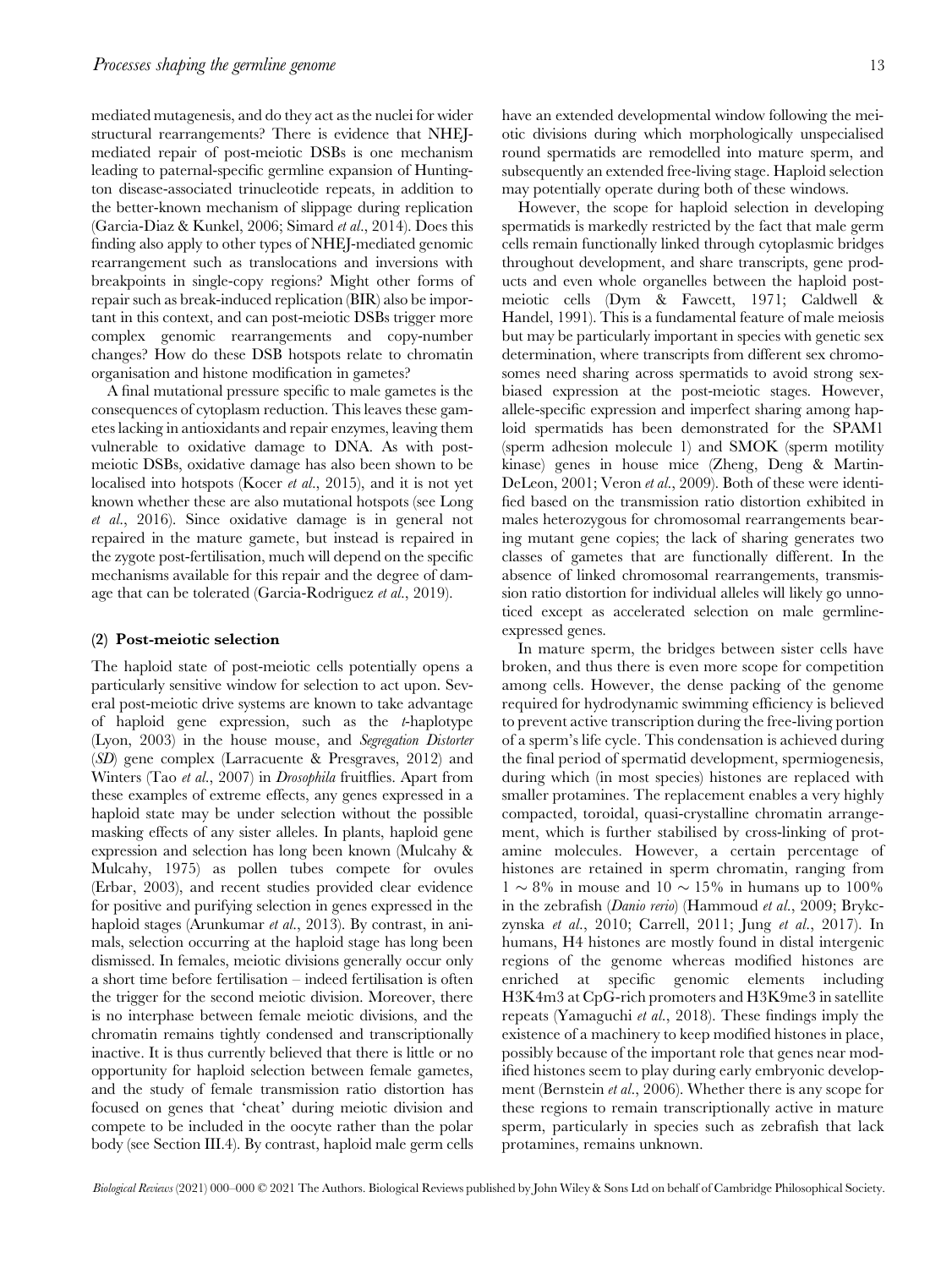mediated mutagenesis, and do they act as the nuclei for wider structural rearrangements? There is evidence that NHEJ-mediated repair of post-meiotic DSBs is one mechanism leading to paternal-specific germline expansion of Huntington disease-associated trinucleotide repeats, in addition to the better-known mechanism of slippage during replication (Garcia-Diaz & Kunkel, 2006; Simard *et al.*, 2014). Does this finding also apply to other types of NHEJ-mediated genomic rearrangement such as translocations and inversions with breakpoints in single-copy regions? Might other forms of repair such as break-induced replication (BIR) also be important in this context, and can post-meiotic DSBs trigger more complex genomic rearrangements and copy-number changes? How do these DSB hotspots relate to chromatin organisation and histone modification in gametes?

A final mutational pressure specific to male gametes is the consequences of cytoplasm reduction. This leaves these gametes lacking in antioxidants and repair enzymes, leaving them vulnerable to oxidative damage to DNA. As with post-meiotic DSBs, oxidative damage has also been shown to be localised into hotspots (Kocer *et al.*, 2015), and it is not yet known whether these are also mutational hotspots (see Long *et al.*, 2016). Since oxidative damage is in general not repaired in the mature gamete, but instead is repaired in the zygote post-fertilisation, much will depend on the specific mechanisms available for this repair and the degree of damage that can be tolerated (Garcia-Rodriguez *et al.*, 2019).

#### (2) Post-meiotic selection

The haploid state of post-meiotic cells potentially opens a particularly sensitive window for selection to act upon. Several post-meiotic drive systems are known to take advantage of haploid gene expression, such as the *t*-haplotype (Lyon, 2003) in the house mouse, and *Segregation Distorter* (*SD*) gene complex (Larracuente & Presgraves, 2012) and Winters (Tao *et al.*, 2007) in *Drosophila* fruitflies. Apart from these examples of extreme effects, any genes expressed in a haploid state may be under selection without the possible masking effects of any sister alleles. In plants, haploid gene expression and selection has long been known (Mulcahy & Mulcahy, 1975) as pollen tubes compete for ovules (Erbar, 2003), and recent studies provided clear evidence for positive and purifying selection in genes expressed in the haploid stages (Arunkumar *et al.*, 2013). By contrast, in animals, selection occurring at the haploid stage has long been dismissed. In females, meiotic divisions generally occur only a short time before fertilisation – indeed fertilisation is often the trigger for the second meiotic division. Moreover, there is no interphase between female meiotic divisions, and the chromatin remains tightly condensed and transcriptionally inactive. It is thus currently believed that there is little or no opportunity for haploid selection between female gametes, and the study of female transmission ratio distortion has focused on genes that 'cheat' during meiotic division and compete to be included in the oocyte rather than the polar body (see Section III.4). By contrast, haploid male germ cells have an extended developmental window following the meiotic divisions during which morphologically unspecialised round spermatids are remodelled into mature sperm, and subsequently an extended free-living stage. Haploid selection may potentially operate during both of these windows.

However, the scope for haploid selection in developing spermatids is markedly restricted by the fact that male germ cells remain functionally linked through cytoplasmic bridges throughout development, and share transcripts, gene products and even whole organelles between the haploid post-meiotic cells (Dym & Fawcett, 1971; Caldwell & Handel, 1991). This is a fundamental feature of male meiosis but may be particularly important in species with genetic sex determination, where transcripts from different sex chromosomes need sharing across spermatids to avoid strong sex-biased expression at the post-meiotic stages. However, allele-specific expression and imperfect sharing among haploid spermatids has been demonstrated for the SPAM1 (sperm adhesion molecule 1) and SMOK (sperm motility kinase) genes in house mice (Zheng, Deng & Martin-DeLeon, 2001; Veron *et al.*, 2009). Both of these were identified based on the transmission ratio distortion exhibited in males heterozygous for chromosomal rearrangements bearing mutant gene copies; the lack of sharing generates two classes of gametes that are functionally different. In the absence of linked chromosomal rearrangements, transmission ratio distortion for individual alleles will likely go unnoticed except as accelerated selection on male germline-expressed genes.

In mature sperm, the bridges between sister cells have broken, and thus there is even more scope for competition among cells. However, the dense packing of the genome required for hydrodynamic swimming efficiency is believed to prevent active transcription during the free-living portion of a sperm's life cycle. This condensation is achieved during the final period of spermatid development, spermiogenesis, during which (in most species) histones are replaced with smaller protamines. The replacement enables a very highly compacted, toroidal, quasi-crystalline chromatin arrangement, which is further stabilised by cross-linking of protamine molecules. However, a certain percentage of histones are retained in sperm chromatin, ranging from $1 \sim 8\%$ in mouse and $10 \sim 15\%$ in humans up to $100\%$ in the zebrafish (*Danio rerio*) (Hammoud *et al.*, 2009; Brykczynska *et al.*, 2010; Carrell, 2011; Jung *et al.*, 2017). In humans, H4 histones are mostly found in distal intergenic regions of the genome whereas modified histones are enriched at specific genomic elements including H3K4m3 at CpG-rich promoters and H3K9me3 in satellite repeats (Yamaguchi *et al.*, 2018). These findings imply the existence of a machinery to keep modified histones in place, possibly because of the important role that genes near modified histones seem to play during early embryonic development (Bernstein *et al.*, 2006). Whether there is any scope for these regions to remain transcriptionally active in mature sperm, particularly in species such as zebrafish that lack protamines, remains unknown.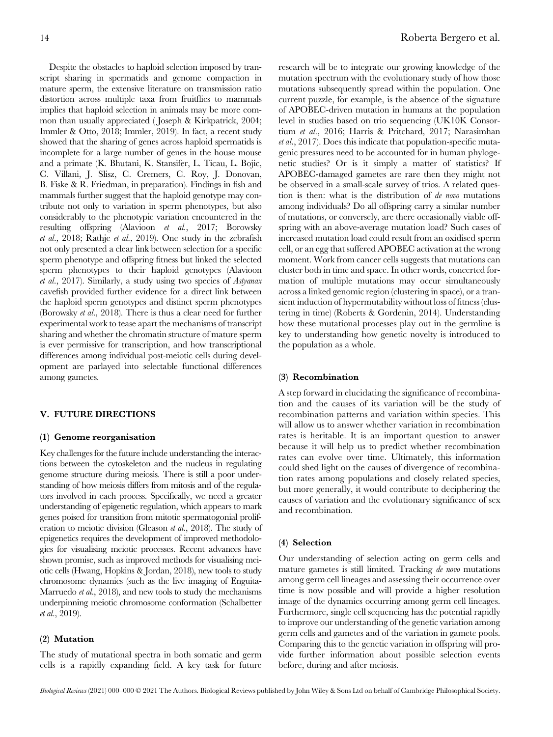Despite the obstacles to haploid selection imposed by transcript sharing in spermatids and genome compaction in mature sperm, the extensive literature on transmission ratio distortion across multiple taxa from fruitflies to mammals implies that haploid selection in animals may be more common than usually appreciated (Joseph & Kirkpatrick, 2004; Immler & Otto, 2018; Immler, 2019). In fact, a recent study showed that the sharing of genes across haploid spermatids is incomplete for a large number of genes in the house mouse and a primate (K. Bhutani, K. Stansifer, L. Ticau, L. Bojic, C. Villani, J. Slisz, C. Cremers, C. Roy, J. Donovan, B. Fiske & R. Friedman, in preparation). Findings in fish and mammals further suggest that the haploid genotype may contribute not only to variation in sperm phenotypes, but also considerably to the phenotypic variation encountered in the resulting offspring (Alavioon *et al.*, 2017; Borowsky *et al.*, 2018; Rathje *et al.*, 2019). One study in the zebrafish not only presented a clear link between selection for a specific sperm phenotype and offspring fitness but linked the selected sperm phenotypes to their haploid genotypes (Alavioon *et al.*, 2017). Similarly, a study using two species of *Astyanax* cavefish provided further evidence for a direct link between the haploid sperm genotypes and distinct sperm phenotypes (Borowsky *et al.*, 2018). There is thus a clear need for further experimental work to tease apart the mechanisms of transcript sharing and whether the chromatin structure of mature sperm is ever permissive for transcription, and how transcriptional differences among individual post-meiotic cells during development are parlayed into selectable functional differences among gametes.

## V. FUTURE DIRECTIONS

### (1) Genome reorganisation

Key challenges for the future include understanding the interactions between the cytoskeleton and the nucleus in regulating genome structure during meiosis. There is still a poor understanding of how meiosis differs from mitosis and of the regulators involved in each process. Specifically, we need a greater understanding of epigenetic regulation, which appears to mark genes poised for transition from mitotic spermatogonial proliferation to meiotic division (Gleason *et al.*, 2018). The study of epigenetics requires the development of improved methodologies for visualising meiotic processes. Recent advances have shown promise, such as improved methods for visualising meiotic cells (Hwang, Hopkins & Jordan, 2018), new tools to study chromosome dynamics (such as the live imaging of Enguita-Marruedo *et al.*, 2018), and new tools to study the mechanisms underpinning meiotic chromosome conformation (Schalbetter *et al.*, 2019).

### (2) Mutation

The study of mutational spectra in both somatic and germ cells is a rapidly expanding field. A key task for future research will be to integrate our growing knowledge of the mutation spectrum with the evolutionary study of how those mutations subsequently spread within the population. One current puzzle, for example, is the absence of the signature of APOBEC-driven mutation in humans at the population level in studies based on trio sequencing (UK10K Consortium *et al.*, 2016; Harris & Pritchard, 2017; Narasimhan *et al.*, 2017). Does this indicate that population-specific mutagenic pressures need to be accounted for in human phylogenetic studies? Or is it simply a matter of statistics? If APOBEC-damaged gametes are rare then they might not be observed in a small-scale survey of trios. A related question is then: what is the distribution of *de novo* mutations among individuals? Do all offspring carry a similar number of mutations, or conversely, are there occasionally viable offspring with an above-average mutation load? Such cases of increased mutation load could result from an oxidised sperm cell, or an egg that suffered APOBEC activation at the wrong moment. Work from cancer cells suggests that mutations can cluster both in time and space. In other words, concerted formation of multiple mutations may occur simultaneously across a linked genomic region (clustering in space), or a transient induction of hypermutability without loss of fitness (clustering in time) (Roberts & Gordenin, 2014). Understanding how these mutational processes play out in the germline is key to understanding how genetic novelty is introduced to the population as a whole.

### (3) Recombination

A step forward in elucidating the significance of recombination and the causes of its variation will be the study of recombination patterns and variation within species. This will allow us to answer whether variation in recombination rates is heritable. It is an important question to answer because it will help us to predict whether recombination rates can evolve over time. Ultimately, this information could shed light on the causes of divergence of recombination rates among populations and closely related species, but more generally, it would contribute to deciphering the causes of variation and the evolutionary significance of sex and recombination.

### (4) Selection

Our understanding of selection acting on germ cells and mature gametes is still limited. Tracking *de novo* mutations among germ cell lineages and assessing their occurrence over time is now possible and will provide a higher resolution image of the dynamics occurring among germ cell lineages. Furthermore, single cell sequencing has the potential rapidly to improve our understanding of the genetic variation among germ cells and gametes and of the variation in gamete pools. Comparing this to the genetic variation in offspring will provide further information about possible selection events before, during and after meiosis.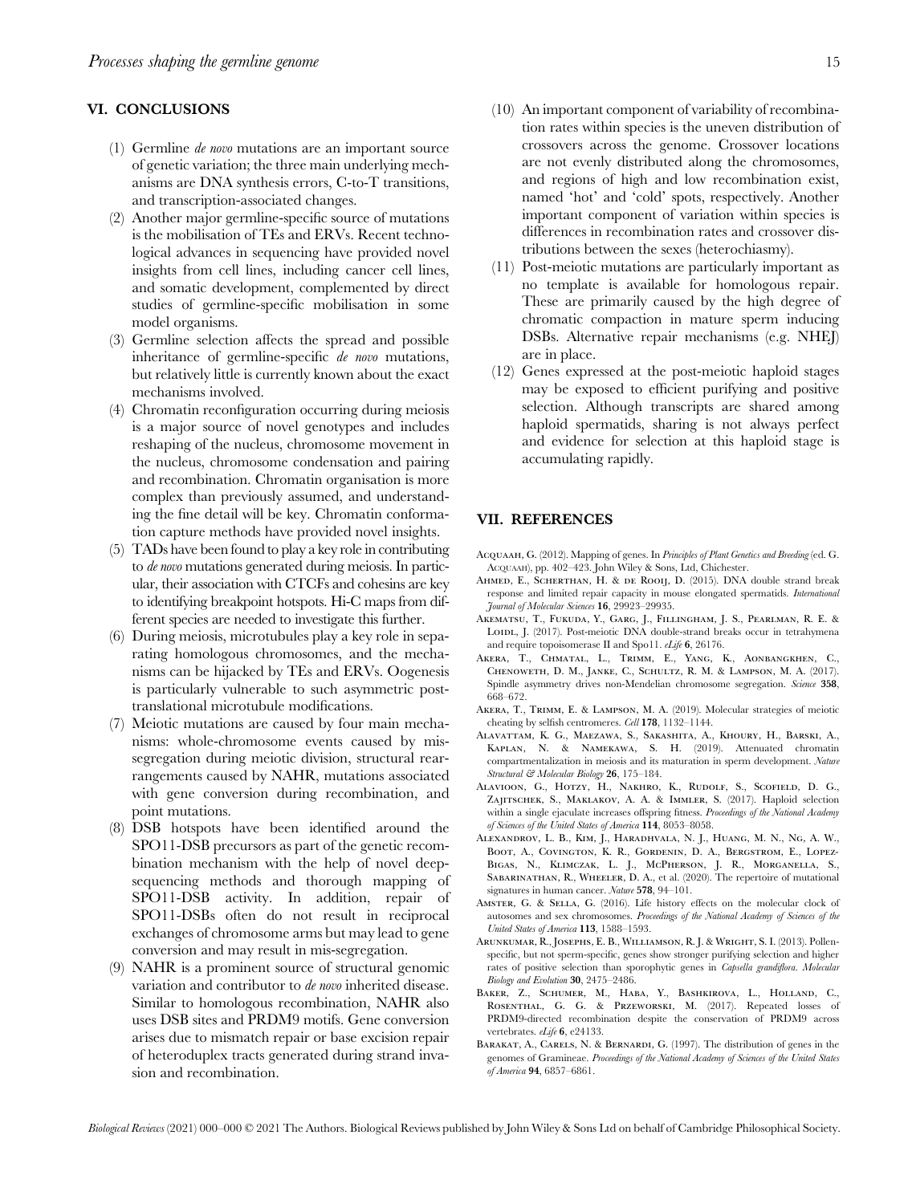## VI. CONCLUSIONS

(1) Germline *de novo* mutations are an important source of genetic variation; the three main underlying mechanisms are DNA synthesis errors, C-to-T transitions, and transcription-associated changes.

(2) Another major germline-specific source of mutations is the mobilisation of TEs and ERVs. Recent technological advances in sequencing have provided novel insights from cell lines, including cancer cell lines, and somatic development, complemented by direct studies of germline-specific mobilisation in some model organisms.

(3) Germline selection affects the spread and possible inheritance of germline-specific *de novo* mutations, but relatively little is currently known about the exact mechanisms involved.

(4) Chromatin reconfiguration occurring during meiosis is a major source of novel genotypes and includes reshaping of the nucleus, chromosome movement in the nucleus, chromosome condensation and pairing and recombination. Chromatin organisation is more complex than previously assumed, and understanding the fine detail will be key. Chromatin conformation capture methods have provided novel insights.

(5) TADs have been found to play a key role in contributing to *de novo* mutations generated during meiosis. In particular, their association with CTCFs and cohesins are key to identifying breakpoint hotspots. Hi-C maps from different species are needed to investigate this further.

(6) During meiosis, microtubules play a key role in separating homologous chromosomes, and the mechanisms can be hijacked by TEs and ERVs. Oogenesis is particularly vulnerable to such asymmetric post-translational microtubule modifications.

(7) Meiotic mutations are caused by four main mechanisms: whole-chromosome events caused by mis-segregation during meiotic division, structural rearrangements caused by NAHR, mutations associated with gene conversion during recombination, and point mutations.

(8) DSB hotspots have been identified around the SPO11-DSB precursors as part of the genetic recombination mechanism with the help of novel deep-sequencing methods and thorough mapping of SPO11-DSB activity. In addition, repair of SPO11-DSBs often do not result in reciprocal exchanges of chromosome arms but may lead to gene conversion and may result in mis-segregation.

(9) NAHR is a prominent source of structural genomic variation and contributor to *de novo* inherited disease. Similar to homologous recombination, NAHR also uses DSB sites and PRDM9 motifs. Gene conversion arises due to mismatch repair or base excision repair of heteroduplex tracts generated during strand invasion and recombination.

(10) An important component of variability of recombination rates within species is the uneven distribution of crossovers across the genome. Crossover locations are not evenly distributed along the chromosomes, and regions of high and low recombination exist, named 'hot' and 'cold' spots, respectively. Another important component of variation within species is differences in recombination rates and crossover distributions between the sexes (heterochiasmy).

(11) Post-meiotic mutations are particularly important as no template is available for homologous repair. These are primarily caused by the high degree of chromatic compaction in mature sperm inducing DSBs. Alternative repair mechanisms (e.g. NHEJ) are in place.

(12) Genes expressed at the post-meiotic haploid stages may be exposed to efficient purifying and positive selection. Although transcripts are shared among haploid spermatids, sharing is not always perfect and evidence for selection at this haploid stage is accumulating rapidly.

## VII. REFERENCES

Acquaah, G. (2012). Mapping of genes. In *Principles of Plant Genetics and Breeding* (ed. G. Acquaah), pp. 402–423. John Wiley & Sons, Ltd, Chichester.

Ahmed, E., Scherthan, H. & de Rooij, D. (2015). DNA double strand break response and limited repair capacity in mouse elongated spermatids. *International Journal of Molecular Sciences* **16**, 29923–29935.

Akematsu, T., Fukuda, Y., Garg, J., Fillingham, J. S., Pearlman, R. E. & Loidl, J. (2017). Post-meiotic DNA double-strand breaks occur in tetrahymena and require topoisomerase II and Spo11. *eLife* **6**, 26176.

Akera, T., Chmatal, L., Trimm, E., Yang, K., Aonbangkhen, C., Chenoweth, D. M., Janke, C., Schultz, R. M. & Lampson, M. A. (2017). Spindle asymmetry drives non-Mendelian chromosome segregation. *Science* **358**, 668–672.

Akera, T., Trimm, E. & Lampson, M. A. (2019). Molecular strategies of meiotic cheating by selfish centromeres. *Cell* **178**, 1132–1144.

Alavattam, K. G., Maezawa, S., Sakashita, A., Khoury, H., Barski, A., Kaplan, N. & Namekawa, S. H. (2019). Attenuated chromatin compartmentalization in meiosis and its maturation in sperm development. *Nature Structural & Molecular Biology* **26**, 175–184.

Alavioon, G., Hotzy, H., Nakhro, K., Rudolf, S., Scofield, D. G., Zajitschek, S., Maklakov, A. A. & Immler, S. (2017). Haploid selection within a single ejaculate increases offspring fitness. *Proceedings of the National Academy of Sciences of the United States of America* **114**, 8053–8058.

Alexandrov, L. B., Kim, J., Haradhvala, N. J., Huang, M. N., Ng, A. W., Boot, A., Covington, K. R., Gordenin, D. A., Bergstrom, E., Lopez-Bigas, N., Klimczak, L. J., McPherson, J. R., Morganella, S., Sabarinathan, R., Wheeler, D. A., et al. (2020). The repertoire of mutational signatures in human cancer. *Nature* **578**, 94–101.

Amster, G. & Sella, G. (2016). Life history effects on the molecular clock of autosomes and sex chromosomes. *Proceedings of the National Academy of Sciences of the United States of America* **113**, 1588–1593.

Arunkumar, R., Josephs, E. B., Williamson, R. J. & Wright, S. I. (2013). Pollen-specific, but not sperm-specific, genes show stronger purifying selection and higher rates of positive selection than sporophytic genes in *Capsella grandiflora*. *Molecular Biology and Evolution* **30**, 2475–2486.

Baker, Z., Schumer, M., Haba, Y., Bashkirova, L., Holland, C., Rosenthal, G. G. & Przeworski, M. (2017). Repeated losses of PRDM9-directed recombination despite the conservation of PRDM9 across vertebrates. *eLife* **6**, e24133.

Barakat, A., Carels, N. & Bernardi, G. (1997). The distribution of genes in the genomes of Gramineae. *Proceedings of the National Academy of Sciences of the United States of America* **94**, 6857–6861.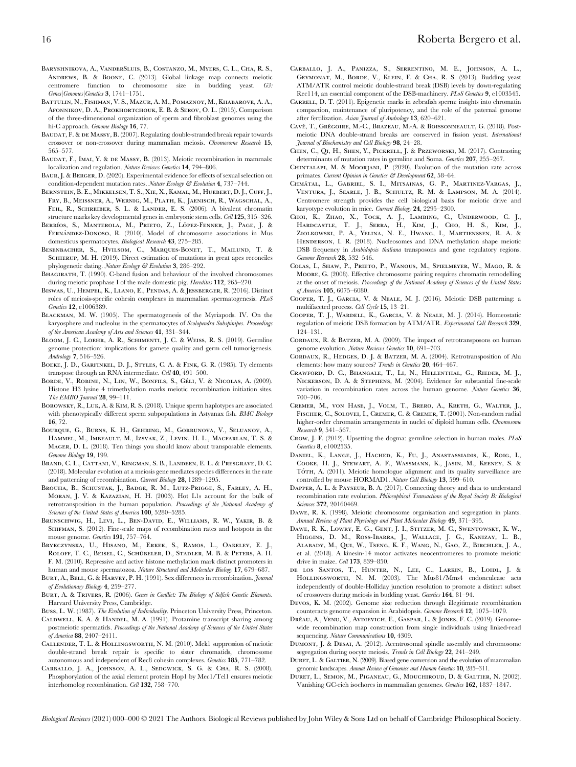Baryshnikova, A., VanderSluis, B., Costanzo, M., Myers, C. L., Cha, R. S., Andrews, B. & Boone, C. (2013). Global linkage map connects meiotic centromere function to chromosome size in budding yeast. *G3: Genes|Genomes|Genetics* **3**, 1741–1751.

Battulin, N., Fishman, V. S., Mazur, A. M., Pomaznoy, M., Khabarove, A. A., Afonnikov, D. A., Prokhortchouk, E. B. & Serov, O. L. (2015). Comparison of the three-dimensional organization of sperm and fibroblast genomes using the hi-C approach. *Genome Biology* **16**, 77.

Baudat, F. & de Massy, B. (2007). Regulating double-stranded break repair towards crossover or non-crossover during mammalian meiosis. *Chromosome Research* **15**, 565–577.

Baudat, F., Imai, Y. & de Massy, B. (2013). Meiotic recombination in mammals: localization and regulation. *Nature Reviews Genetics* **14**, 794–806.

Baur, J. & Berger, D. (2020). Experimental evidence for effects of sexual selection on condition-dependent mutation rates. *Nature Ecology & Evolution* **4**, 737–744.

Bernstein, B. E., Mikkelsen, T. S., Xie, X., Kamal, M., Huebert, D. J., Cuff, J., Fry, B., Meissner, A., Wernig, M., Plath, K., Jaenisch, R., Wagschal, A., Feil, R., Schreiber, S. L. & Lander, E. S. (2006). A bivalent chromatin structure marks key developmental genes in embryonic stem cells. *Cell* **125**, 315–326.

Berríos, S., Manterola, M., Prieto, Z., López-Fenner, J., Page, J. & Fernández-Donoso, R. (2010). Model of chromosome associations in Mus domesticus spermatocytes. *Biological Research* **43**, 275–285.

Besenbacher, S., Hvilsom, C., Marques-Bonet, T., Mailund, T. & Schierup, M. H. (2019). Direct estimation of mutations in great apes reconciles phylogenetic dating. *Nature Ecology & Evolution* **3**, 286–292.

Bhagirath, T. (1990). C-band fusion and behaviour of the involved chromosomes during meiotic prophase I of the male domestic pig. *Hereditas* **112**, 265–270.

Biswas, U., Hempel, K., Llano, E., Pendas, A. & Jessberger, R. (2016). Distinct roles of meiosis-specific cohesin complexes in mammalian spermatogenesis. *PLoS Genetics* **12**, e1006389.

Blackman, M. W. (1905). The spermatogenesis of the Myriapods. IV. On the karyosphere and nucleolus in the spermatocytes of *Scolopendra Subspinipes*. *Proceedings of the American Academy of Arts and Sciences* **41**, 331–344.

Bloom, J. C., Loehr, A. R., Schimenti, J. C. & Weiss, R. S. (2019). Germline genome protection: implications for gamete quality and germ cell tumorigenesis. *Andrology* **7**, 516–526.

Boeke, J. D., Garfinkel, D. J., Styles, C. A. & Fink, G. R. (1985). Ty elements transpose through an RNA intermediate. *Cell* **40**, 491–500.

Borde, V., Robine, N., Lin, W., Bonfils, S., Géli, V. & Nicolas, A. (2009). Histone H3 lysine 4 trimethylation marks meiotic recombination initiation sites. *The EMBO Journal* **28**, 99–111.

Borowsky, R., Luk, A. & Kim, R. S. (2018). Unique sperm haplotypes are associated with phenotypically different sperm subpopulations in Astyanax fish. *BMC Biology* **16**, 72.

Bourque, G., Burns, K. H., Gehring, M., Gorbunova, V., Seluanov, A., Hammel, M., Imbeault, M., Izsvak, Z., Levin, H. L., Macfarlan, T. S. & Mager, D. L. (2018). Ten things you should know about transposable elements. *Genome Biology* **19**, 199.

Brand, C. L., Cattani, V., Kingman, S. B., Landeen, E. L. & Presgrave, D. C. (2018). Molecular evolution at a meiosis gene mediates species differences in the rate and patterning of recombination. *Current Biology* **28**, 1289–1295.

Brouha, B., Schustak, J., Badge, R. M., Lutz-Prigge, S., Farley, A. H., Moran, J. V. & Kazazian, H. H. (2003). Hot L1s account for the bulk of retrotransposition in the human population. *Proceedings of the National Academy of Sciences of the United States of America* **100**, 5280–5285.

Brunschwig, H., Levi, L., Ben-David, E., Williams, R. W., Yakir, B. & Shifman, S. (2012). Fine-scale maps of recombination rates and hotspots in the mouse genome. *Genetics* **191**, 757–764.

Brykczynska, U., Hisano, M., Erkek, S., Ramos, L., Oakeley, E. J., Roloff, T. C., Beisel, C., Schübeler, D., Stadler, M. B. & Peters, A. H. F. M. (2010). Repressive and active histone methylation mark distinct promoters in human and mouse spermatozoa. *Nature Structural and Molecular Biology* **17**, 679–687.

Burt, A., Bell, G. & Harvey, P. H. (1991). Sex differences in recombination. *Journal of Evolutionary Biology* **4**, 259–277.

Burt, A. & Trivers, R. (2006). *Genes in Conflict: The Biology of Selfish Genetic Elements*. Harvard University Press, Cambridge.

Buss, L. W. (1987). *The Evolution of Individuality*. Princeton University Press, Princeton.

Caldwell, K. A. & Handel, M. A. (1991). Protamine transcript sharing among postmeiotic spermatids. *Proceedings of the National Academy of Sciences of the United States of America* **88**, 2407–2411.

Callender, T. L. & Hollingsworth, N. M. (2010). Mek1 suppression of meiotic double-strand break repair is specific to sister chromatids, chromosome autonomous and independent of Rec8 cohesin complexes. *Genetics* **185**, 771–782.

Carballo, J. A., Johnson, A. L., Sedgwick, S. G. & Cha, R. S. (2008). Phosphorylation of the axial element protein Hop1 by Mec1/Tel1 ensures meiotic interhomolog recombination. *Cell* **132**, 758–770.

Carballo, J. A., Panizza, S., Serrentino, M. E., Johnson, A. L., Geymonat, M., Borde, V., Klein, F. & Cha, R. S. (2013). Budding yeast ATM/ATR control meiotic double-strand break (DSB) levels by down-regulating Rec114, an essential component of the DSB-machinery. *PLoS Genetics* **9**, e1003545.

Carrell, D. T. (2011). Epigenetic marks in zebrafish sperm: insights into chromatin compaction, maintenance of pluripotency, and the role of the paternal genome after fertilization. *Asian Journal of Andrology* **13**, 620–621.

Cavé, T., Grégoire, M.-C., Brazeau, M.-A. & Boissonneault, G. (2018). Post-meiotic DNA double-strand breaks are conserved in fission yeast. *International Journal of Biochemistry and Cell Biology* **98**, 24–28.

Chen, C., Qi, H., Shen, Y., Pickrell, J. & Przeworski, M. (2017). Contrasting determinants of mutation rates in germline and Soma. *Genetics* **207**, 255–267.

Chintalapi, M. & Moorjani, P. (2020). Evolution of the mutation rate across primates. *Current Opinion in Genetics & Development* **62**, 58–64.

Chmátal, L., Gabriel, S. I., Mitsainas, G. P., Martinez-Vargas, J., Ventura, J., Searle, J. B., Schultz, R. M. & Lampson, M. A. (2014). Centromere strength provides the cell biological basis for meiotic drive and karyotype evolution in mice. *Current Biology* **24**, 2295–2300.

Choi, K., Zhao, X., Tock, A. J., Lambing, C., Underwood, C. J., Hardcastle, T. J., Serra, H., Kim, J., Cho, H. S., Kim, J., Ziolkowski, P. A., Yelina, N. E., Hwang, I., Martienssen, R. A. & Henderson, I. R. (2018). Nucleosomes and DNA methylation shape meiotic DSB frequency in *Arabidopsis thaliana* transposons and gene regulatory regions. *Genome Research* **28**, 532–546.

Colas, I., Shaw, P., Prieto, P., Wanous, M., Spielmeyer, W., Mago, R. & Moore, G. (2008). Effective chromosome pairing requires chromatin remodelling at the onset of meiosis. *Proceedings of the National Academy of Sciences of the United States of America* **105**, 6075–6080.

Cooper, T. J., Garcia, V. & Neale, M. J. (2016). Meiotic DSB patterning: a multifaceted process. *Cell Cycle* **15**, 13–21.

Cooper, T. J., Wardell, K., Garcia, V. & Neale, M. J. (2014). Homeostatic regulation of meiotic DSB formation by ATM/ATR. *Experimental Cell Research* **329**, 124–131.

Cordaux, R. & Batzer, M. A. (2009). The impact of retrotransposons on human genome evolution. *Nature Reviews Genetics* **10**, 691–703.

Cordaux, R., Hedges, D. J. & Batzer, M. A. (2004). Retrotransposition of Alu elements: how many sources? *Trends in Genetics* **20**, 464–467.

Crawford, D. C., Bhangale, T., Li, N., Hellenthal, G., Rieder, M. J., Nickerson, D. A. & Stephens, M. (2004). Evidence for substantial fine-scale variation in recombination rates across the human genome. *Nature Genetics* **36**, 700–706.

Cremer, M., von Hase, J., Volm, T., Brero, A., Kreth, G., Walter, J., Fischer, C., Solovei, I., Cremer, C. & Cremer, T. (2001). Non-random radial higher-order chromatin arrangements in nuclei of diploid human cells. *Chromosome Research* **9**, 541–567.

Crow, J. F. (2012). Upsetting the dogma: germline selection in human males. *PLoS Genetics* **8**, e1002535.

Daniel, K., Lange, J., Hached, K., Fu, J., Anastassiadis, K., Roig, I., Cooke, H. J., Stewart, A. F., Wassmann, K., Jasin, M., Keeney, S. & Tóth, A. (2011). Meiotic homologue alignment and its quality surveillance are controlled by mouse HORMAD1. *Nature Cell Biology* **13**, 599–610.

Dapper, A. L. & Payseur, B. A. (2017). Connecting theory and data to understand recombination rate evolution. *Philosophical Transactions of the Royal Society B: Biological Sciences* **372**, 20160469.

Dawe, R. K. (1998). Meiotic chromosome organisation and segregation in plants. *Annual Review of Plant Physiology and Plant Molecular Biology* **49**, 371–395.

Dawe, R. K., Lowry, E. G., Gent, J. I., Stitzer, M. C., Swentowsky, K. W., Higgins, D. M., Ross-Ibarra, J., Wallace, J. G., Kanizay, L. B., Alabady, M., Qui, W., Tseng, K. F., Wang, N., Gao, Z., Birchler, J. A., et al. (2018). A kinesin-14 motor activates neocentromeres to promote meiotic drive in maize. *Cell* **173**, 839–850.

de los Santos, T., Hunter, N., Lee, C., Larkin, B., Loidl, J. & Hollingsworth, N. M. (2003). The Mus81/Mms4 endonuclease acts independently of double-Holliday junction resolution to promote a distinct subset of crossovers during meiosis in budding yeast. *Genetics* **164**, 81–94.

Devos, K. M. (2002). Genome size reduction through illegitimate recombination counteracts genome expansion in Arabidopsis. *Genome Research* **12**, 1075–1079.

Dréau, A., Venu, V., Avdievich, E., Gaspar, L. & Jones, F. C. (2019). Genome-wide recombination map construction from single individuals using linked-read sequencing. *Nature Communications* **10**, 4309.

Dumont, J. & Desai, A. (2012). Acentrosomal spindle assembly and chromosome segregation during oocyte meiosis. *Trends in Cell Biology* **22**, 241–249.

Duret, L. & Galtier, N. (2009). Biased gene conversion and the evolution of mammalian genomic landscapes. *Annual Review of Genomics and Human Genetics* **10**, 285–311.

Duret, L., Semon, M., Piganeau, G., Mouchiroud, D. & Galtier, N. (2002). Vanishing GC-rich isochores in mammalian genomes. *Genetics* **162**, 1837–1847.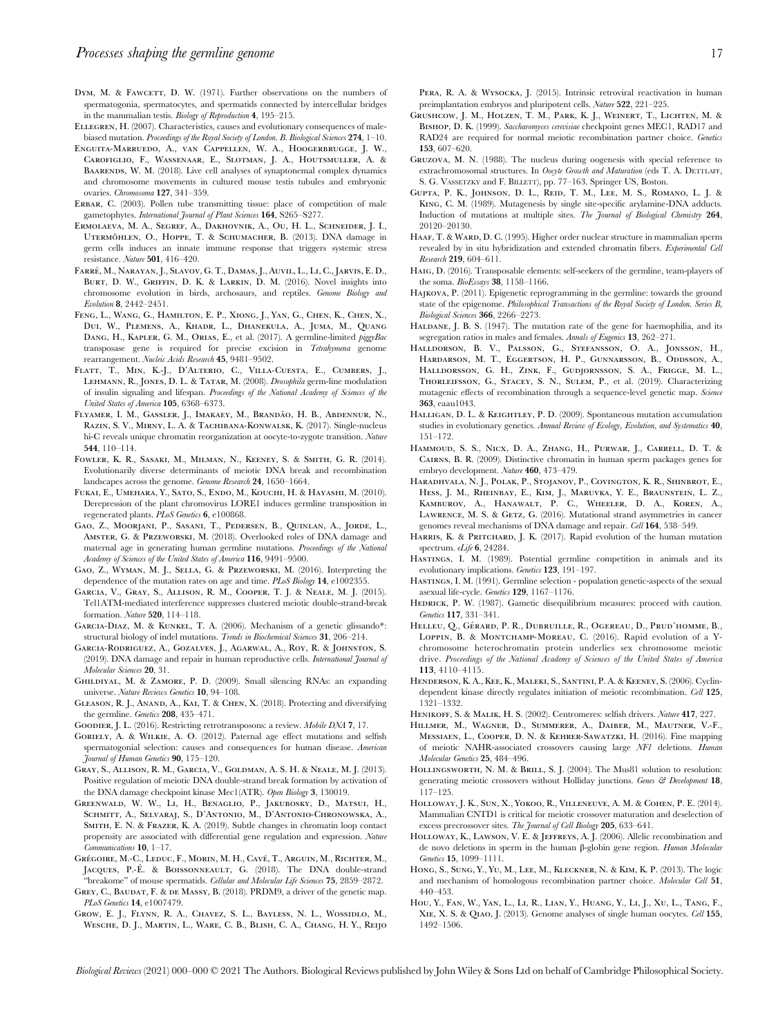Dym, M. & Fawcett, D. W. (1971). Further observations on the numbers of spermatogonia, spermatocytes, and spermatids connected by intercellular bridges in the mammalian testis. *Biology of Reproduction* **4**, 195–215.

Ellegren, H. (2007). Characteristics, causes and evolutionary consequences of male-biased mutation. *Proceedings of the Royal Society of London. B. Biological Sciences* **274**, 1–10.

Enguita-Marruedo, A., van Cappellen, W. A., Hoogerbrugge, J. W., Carofiglio, F., Wassenaar, E., Slotman, J. A., Houtsmuller, A. & Baarends, W. M. (2018). Live cell analyses of synaptonemal complex dynamics and chromosome movements in cultured mouse testis tubules and embryonic ovaries. *Chromosoma* **127**, 341–359.

Erbar, C. (2003). Pollen tube transmitting tissue: place of competition of male gametophytes. *International Journal of Plant Sciences* **164**, S265–S277.

Ermolaeva, M. A., Segref, A., Dakhovnik, A., Ou, H. L., Schneider, J. I., Utermöhlen, O., Hoppe, T. & Schumacher, B. (2013). DNA damage in germ cells induces an innate immune response that triggers systemic stress resistance. *Nature* **501**, 416–420.

Farré, M., Narayan, J., Slavov, G. T., Damas, J., Auvil, L., Li, C., Jarvis, E. D., Burt, D. W., Griffin, D. K. & Larkin, D. M. (2016). Novel insights into chromosome evolution in birds, archosaurs, and reptiles. *Genome Biology and Evolution* **8**, 2442–2451.

Feng, L., Wang, G., Hamilton, E. P., Xiong, J., Yan, G., Chen, K., Chen, X., Dui, W., Plemens, A., Khadr, L., Dhanekula, A., Juma, M., Quang Dang, H., Kapler, G. M., Orias, E., et al. (2017). A germline-limited *piggyBac* transposase gene is required for precise excision in *Tetrahymena* genome rearrangement. *Nucleic Acids Research* **45**, 9481–9502.

Flatt, T., Min, K.-J., D'Alterio, C., Villa-Cuesta, E., Cumbers, J., Lehmann, R., Jones, D. L. & Tatar, M. (2008). *Drosophila* germ-line modulation of insulin signaling and lifespan. *Proceedings of the National Academy of Sciences of the United States of America* **105**, 6368–6373.

Flyamer, I. M., Gassler, J., Imakaev, M., Brandão, H. B., Abdennur, N., Razin, S. V., Mirny, L. A. & Tachibana-Konwalski, K. (2017). Single-nucleus hi-C reveals unique chromatin reorganization at oocyte-to-zygote transition. *Nature* **544**, 110–114.

Fowler, K. R., Sasaki, M., Milman, N., Keeney, S. & Smith, G. R. (2014). Evolutionarily diverse determinants of meiotic DNA break and recombination landscapes across the genome. *Genome Research* **24**, 1650–1664.

Fukai, E., Umehara, Y., Sato, S., Endo, M., Kouchi, H. & Hayashi, M. (2010). Derepression of the plant chromovirus LORE1 induces germline transposition in regenerated plants. *PLoS Genetics* **6**, e100868.

Gao, Z., Moorjani, P., Sasani, T., Pedersen, B., Quinlan, A., Jorde, L., Amster, G. & Przeworski, M. (2018). Overlooked roles of DNA damage and maternal age in generating human germline mutations. *Proceedings of the National Academy of Sciences of the United States of America* **116**, 9491–9500.

Gao, Z., Wyman, M. J., Sella, G. & Przeworski, M. (2016). Interpreting the dependence of the mutation rates on age and time. *PLoS Biology* **14**, e1002355.

Garcia, V., Gray, S., Allison, R. M., Cooper, T. J. & Neale, M. J. (2015). Tel1ATM-mediated interference suppresses clustered meiotic double-strand-break formation. *Nature* **520**, 114–118.

Garcia-Diaz, M. & Kunkel, T. A. (2006). Mechanism of a genetic glissando*: structural biology of indel mutations. *Trends in Biochemical Sciences* **31**, 206–214.

Garcia-Rodriguez, A., Gozalves, J., Agarwal, A., Roy, R. & Johnston, S. (2019). DNA damage and repair in human reproductive cells. *International Journal of Molecular Sciences* **20**, 31.

Ghildiyal, M. & Zamore, P. D. (2009). Small silencing RNAs: an expanding universe. *Nature Reviews Genetics* **10**, 94–108.

Gleason, R. J., Anand, A., Kai, T. & Chen, X. (2018). Protecting and diversifying the germline. *Genetics* **208**, 435–471.

Goodier, J. L. (2016). Restricting retrotransposons: a review. *Mobile DNA* **7**, 17.

Goriely, A. & Wilkie, A. O. (2012). Paternal age effect mutations and selfish spermatogonial selection: causes and consequences for human disease. *American Journal of Human Genetics* **90**, 175–120.

Gray, S., Allison, R. M., Garcia, V., Goldman, A. S. H. & Neale, M. J. (2013). Positive regulation of meiotic DNA double-strand break formation by activation of the DNA damage checkpoint kinase Mec1(ATR). *Open Biology* **3**, 130019.

Greenwald, W. W., Li, H., Benaglio, P., Jakubosky, D., Matsui, H., Schmitt, A., Selvaraj, S., D'Antonio, M., D'Antonio-Chronowska, A., Smith, E. N. & Frazer, K. A. (2019). Subtle changes in chromatin loop contact propensity are associated with differential gene regulation and expression. *Nature Communications* **10**, 1–17.

Grégoire, M.-C., Leduc, F., Morin, M. H., Cavé, T., Arguin, M., Richter, M., Jacques, P.-É. & Boissonneault, G. (2018). The DNA double-strand "breakome" of mouse spermatids. *Cellular and Molecular Life Sciences* **75**, 2859–2872.

Grey, C., Baudat, F. & de Massy, B. (2018). PRDM9, a driver of the genetic map. *PLoS Genetics* **14**, e1007479.

Grow, E. J., Flynn, R. A., Chavez, S. L., Bayless, N. L., Wossidlo, M., Wesche, D. J., Martin, L., Ware, C. B., Blish, C. A., Chang, H. Y., Reijo Pera, R. A. & Wysocka, J. (2015). Intrinsic retroviral reactivation in human preimplantation embryos and pluripotent cells. *Nature* **522**, 221–225.

Grushcow, J. M., Holzen, T. M., Park, K. J., Weinert, T., Lichten, M. & Bishop, D. K. (1999). *Saccharomyces cerevisiae* checkpoint genes MEC1, RAD17 and RAD24 are required for normal meiotic recombination partner choice. *Genetics* **153**, 607–620.

Gruzova, M. N. (1988). The nucleus during oogenesis with special reference to extrachromosomal structures. In *Oocyte Growth and Maturation* (eds T. A. Dettlaff, S. G. Vassetzky and F. Billett), pp. 77–163. Springer US, Boston.

Gupta, P. K., Johnson, D. L., Reid, T. M., Lee, M. S., Romano, L. J. & King, C. M. (1989). Mutagenesis by single site-specific arylamine-DNA adducts. Induction of mutations at multiple sites. *The Journal of Biological Chemistry* **264**, 20120–20130.

Haaf, T. & Ward, D. C. (1995). Higher order nuclear structure in mammalian sperm revealed by in situ hybridization and extended chromatin fibers. *Experimental Cell Research* **219**, 604–611.

Haig, D. (2016). Transposable elements: self-seekers of the germline, team-players of the soma. *BioEssays* **38**, 1158–1166.

Hajkova, P. (2011). Epigenetic reprogramming in the germline: towards the ground state of the epigenome. *Philosophical Transactions of the Royal Society of London. Series B, Biological Sciences* **366**, 2266–2273.

Haldane, J. B. S. (1947). The mutation rate of the gene for haemophilia, and its segregation ratios in males and females. *Annals of Eugenics* **13**, 262–271.

Halldorsson, B. V., Palsson, G., Stefansson, O. A., Jonsson, H., Hardarson, M. T., Eggertson, H. P., Gunnarsson, B., Oddsson, A., Halldorsson, G. H., Zink, F., Gudjornsson, S. A., Frigge, M. L., Thorleifsson, G., Stacey, S. N., Sulem, P., et al. (2019). Characterizing mutagenic effects of recombination through a sequence-level genetic map. *Science* **363**, eaau1043.

Halligan, D. L. & Keightley, P. D. (2009). Spontaneous mutation accumulation studies in evolutionary genetics. *Annual Review of Ecology, Evolution, and Systematics* **40**, 151–172.

Hammoud, S. S., Nicx, D. A., Zhang, H., Purwar, J., Carrell, D. T. & Cairns, B. R. (2009). Distinctive chromatin in human sperm packages genes for embryo development. *Nature* **460**, 473–479.

Haradhvala, N. J., Polak, P., Stojanov, P., Covington, K. R., Shinbrot, E., Hess, J. M., Rheinbay, E., Kim, J., Maruvka, Y. E., Braunstein, L. Z., Kamburov, A., Hanawalt, P. C., Wheeler, D. A., Koren, A., Lawrence, M. S. & Getz, G. (2016). Mutational strand asymmetries in cancer genomes reveal mechanisms of DNA damage and repair. *Cell* **164**, 538–549.

Harris, K. & Pritchard, J. K. (2017). Rapid evolution of the human mutation spectrum. *eLife* **6**, 24284.

Hastings, I. M. (1989). Potential germline competition in animals and its evolutionary implications. *Genetics* **123**, 191–197.

Hastings, I. M. (1991). Germline selection - population genetic-aspects of the sexual asexual life-cycle. *Genetics* **129**, 1167–1176.

Hedrick, P. W. (1987). Gametic disequilibrium measures: proceed with caution. *Genetics* **117**, 331–341.

Helleu, Q., Gérard, P. R., Dubruille, R., Ogereau, D., Prud'homme, B., Loppin, B. & Montchamp-Moreau, C. (2016). Rapid evolution of a Y-chromosome heterochromatin protein underlies sex chromosome meiotic drive. *Proceedings of the National Academy of Sciences of the United States of America* **113**, 4110–4115.

Henderson, K. A., Kee, K., Maleki, S., Santini, P. A. & Keeney, S. (2006). Cyclin-dependent kinase directly regulates initiation of meiotic recombination. *Cell* **125**, 1321–1332.

Henikoff, S. & Malik, H. S. (2002). Centromeres: selfish drivers. *Nature* **417**, 227.

Hillmer, M., Wagner, D., Summerer, A., Daiber, M., Mautner, V.-F., Messiaen, L., Cooper, D. N. & Kehrer-Sawatzki, H. (2016). Fine mapping of meiotic NAHR-associated crossovers causing large *NF1* deletions. *Human Molecular Genetics* **25**, 484–496.

Hollingsworth, N. M. & Brill, S. J. (2004). The Mus81 solution to resolution: generating meiotic crossovers without Holliday junctions. *Genes & Development* **18**, 117–125.

Holloway, J. K., Sun, X., Yokoo, R., Villeneuve, A. M. & Cohen, P. E. (2014). Mammalian CNTD1 is critical for meiotic crossover maturation and deselection of excess precrossover sites. *The Journal of Cell Biology* **205**, 633–641.

Holloway, K., Lawson, V. E. & Jeffreys, A. J. (2006). Allelic recombination and de novo deletions in sperm in the human β-globin gene region. *Human Molecular Genetics* **15**, 1099–1111.

Hong, S., Sung, Y., Yu, M., Lee, M., Kleckner, N. & Kim, K. P. (2013). The logic and mechanism of homologous recombination partner choice. *Molecular Cell* **51**, 440–453.

Hou, Y., Fan, W., Yan, L., Li, R., Lian, Y., Huang, Y., Li, J., Xu, L., Tang, F., Xie, X. S. & Qiao, J. (2013). Genome analyses of single human oocytes. *Cell* **155**, 1492–1506.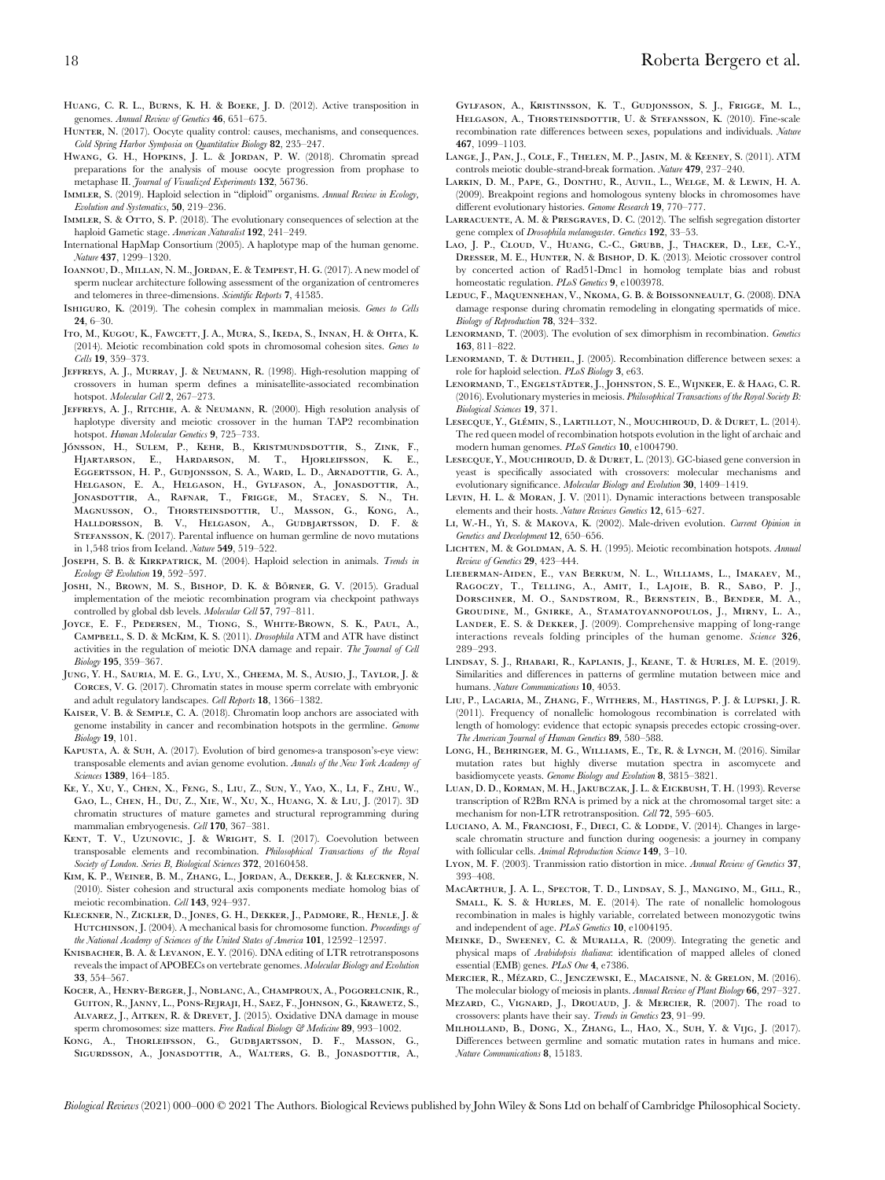Huang, C. R. L., Burns, K. H. & Boeke, J. D. (2012). Active transposition in genomes. *Annual Review of Genetics* **46**, 651–675.

Hunter, N. (2017). Oocyte quality control: causes, mechanisms, and consequences. *Cold Spring Harbor Symposia on Quantitative Biology* **82**, 235–247.

Hwang, G. H., Hopkins, J. L. & Jordan, P. W. (2018). Chromatin spread preparations for the analysis of mouse oocyte progression from prophase to metaphase II. *Journal of Visualized Experiments* **132**, 56736.

Immler, S. (2019). Haploid selection in "diploid" organisms. *Annual Review in Ecology, Evolution and Systematics*, **50**, 219–236.

Immler, S. & Otto, S. P. (2018). The evolutionary consequences of selection at the haploid Gametic stage. *American Naturalist* **192**, 241–249.

International HapMap Consortium (2005). A haplotype map of the human genome. *Nature* **437**, 1299–1320.

Ioannou, D., Millan, N. M., Jordan, E. & Tempest, H. G. (2017). A new model of sperm nuclear architecture following assessment of the organization of centromeres and telomeres in three-dimensions. *Scientific Reports* **7**, 41585.

Ishiguro, K. (2019). The cohesin complex in mammalian meiosis. *Genes to Cells* **24**, 6–30.

Ito, M., Kugou, K., Fawcett, J. A., Mura, S., Ikeda, S., Innan, H. & Ohta, K. (2014). Meiotic recombination cold spots in chromosomal cohesion sites. *Genes to Cells* **19**, 359–373.

Jeffreys, A. J., Murray, J. & Neumann, R. (1998). High-resolution mapping of crossovers in human sperm defines a minisatellite-associated recombination hotspot. *Molecular Cell* **2**, 267–273.

Jeffreys, A. J., Ritchie, A. & Neumann, R. (2000). High resolution analysis of haplotype diversity and meiotic crossover in the human TAP2 recombination hotspot. *Human Molecular Genetics* **9**, 725–733.

Jónsson, H., Sulem, P., Kehr, B., Kristmundsdottir, S., Zink, F., Hjartarson, E., Hardarson, M. T., Hjorleifsson, K. E., Eggertsson, H. P., Gudjonsson, S. A., Ward, L. D., Arnadottir, G. A., Helgason, E. A., Helgason, H., Gylfason, A., Jonasdottir, A., Jonasdottir, A., Rafnar, T., Frigge, M., Stacey, S. N., Th. Magnusson, O., Thorsteinsdottir, U., Masson, G., Kong, A., Halldorsson, B. V., Helgason, A., Gudbjartsson, D. F. & Stefansson, K. (2017). Parental influence on human germline de novo mutations in 1,548 trios from Iceland. *Nature* **549**, 519–522.

Joseph, S. B. & Kirkpatrick, M. (2004). Haploid selection in animals. *Trends in Ecology & Evolution* **19**, 592–597.

Joshi, N., Brown, M. S., Bishop, D. K. & Börner, G. V. (2015). Gradual implementation of the meiotic recombination program via checkpoint pathways controlled by global dsb levels. *Molecular Cell* **57**, 797–811.

Joyce, E. F., Pedersen, M., Tiong, S., White-Brown, S. K., Paul, A., Campbell, S. D. & McKim, K. S. (2011). *Drosophila* ATM and ATR have distinct activities in the regulation of meiotic DNA damage and repair. *The Journal of Cell Biology* **195**, 359–367.

Jung, Y. H., Sauria, M. E. G., Lyu, X., Cheema, M. S., Ausio, J., Taylor, J. & Corces, V. G. (2017). Chromatin states in mouse sperm correlate with embryonic and adult regulatory landscapes. *Cell Reports* **18**, 1366–1382.

Kaiser, V. B. & Semple, C. A. (2018). Chromatin loop anchors are associated with genome instability in cancer and recombination hotspots in the germline. *Genome Biology* **19**, 101.

Kapusta, A. & Suh, A. (2017). Evolution of bird genomes-a transposon's-eye view: transposable elements and avian genome evolution. *Annals of the New York Academy of Sciences* **1389**, 164–185.

Ke, Y., Xu, Y., Chen, X., Feng, S., Liu, Z., Sun, Y., Yao, X., Li, F., Zhu, W., Gao, L., Chen, H., Du, Z., Xie, W., Xu, X., Huang, X. & Liu, J. (2017). 3D chromatin structures of mature gametes and structural reprogramming during mammalian embryogenesis. *Cell* **170**, 367–381.

Kent, T. V., Uzunovic, J. & Wright, S. I. (2017). Coevolution between transposable elements and recombination. *Philosophical Transactions of the Royal Society of London. Series B, Biological Sciences* **372**, 20160458.

Kim, K. P., Weiner, B. M., Zhang, L., Jordan, A., Dekker, J. & Kleckner, N. (2010). Sister cohesion and structural axis components mediate homolog bias of meiotic recombination. *Cell* **143**, 924–937.

Kleckner, N., Zickler, D., Jones, G. H., Dekker, J., Padmore, R., Henle, J. & Hutchinson, J. (2004). A mechanical basis for chromosome function. *Proceedings of the National Academy of Sciences of the United States of America* **101**, 12592–12597.

Knisbacher, B. A. & Levanon, E. Y. (2016). DNA editing of LTR retrotransposons reveals the impact of APOBECs on vertebrate genomes. *Molecular Biology and Evolution* **33**, 554–567.

Kocer, A., Henry-Berger, J., Noblanc, A., Champroux, A., Pogorelcnik, R., Guiton, R., Janny, L., Pons-Rejraji, H., Saez, F., Johnson, G., Krawetz, S., Alvarez, J., Aitken, R. & Drevet, J. (2015). Oxidative DNA damage in mouse sperm chromosomes: size matters. *Free Radical Biology & Medicine* **89**, 993–1002.

Kong, A., Thorleifsson, G., Gudbjartsson, D. F., Masson, G., Sigurdsson, A., Jonasdottir, A., Walters, G. B., Jonasdottir, A., Gylfason, A., Kristinsson, K. T., Gudjonsson, S. J., Frigge, M. L., Helgason, A., Thorsteinsdottir, U. & Stefansson, K. (2010). Fine-scale recombination rate differences between sexes, populations and individuals. *Nature* **467**, 1099–1103.

Lange, J., Pan, J., Cole, F., Thelen, M. P., Jasin, M. & Keeney, S. (2011). ATM controls meiotic double-strand-break formation. *Nature* **479**, 237–240.

Larkin, D. M., Pape, G., Donthu, R., Auvil, L., Welge, M. & Lewin, H. A. (2009). Breakpoint regions and homologous synteny blocks in chromosomes have different evolutionary histories. *Genome Research* **19**, 770–777.

Larracuente, A. M. & Presgraves, D. C. (2012). The selfish segregation distorter gene complex of *Drosophila melanogaster*. *Genetics* **192**, 33–53.

Lao, J. P., Cloud, V., Huang, C.-C., Grubb, J., Thacker, D., Lee, C.-Y., Dresser, M. E., Hunter, N. & Bishop, D. K. (2013). Meiotic crossover control by concerted action of Rad51-Dmc1 in homolog template bias and robust homeostatic regulation. *PLoS Genetics* **9**, e1003978.

Leduc, F., Maquennehan, V., Nkoma, G. B. & Boissonneault, G. (2008). DNA damage response during chromatin remodeling in elongating spermatids of mice. *Biology of Reproduction* **78**, 324–332.

Lenormand, T. (2003). The evolution of sex dimorphism in recombination. *Genetics* **163**, 811–822.

Lenormand, T. & Dutheil, J. (2005). Recombination difference between sexes: a role for haploid selection. *PLoS Biology* **3**, e63.

Lenormand, T., Engelstädter, J., Johnston, S. E., Wijnker, E. & Haag, C. R. (2016). Evolutionary mysteries in meiosis. *Philosophical Transactions of the Royal Society B: Biological Sciences* **19**, 371.

Lesecque, Y., Glémin, S., Lartillot, N., Mouchiroud, D. & Duret, L. (2014). The red queen model of recombination hotspots evolution in the light of archaic and modern human genomes. *PLoS Genetics* **10**, e1004790.

Lesecque, Y., Mouchiroud, D. & Duret, L. (2013). GC-biased gene conversion in yeast is specifically associated with crossovers: molecular mechanisms and evolutionary significance. *Molecular Biology and Evolution* **30**, 1409–1419.

Levin, H. L. & Moran, J. V. (2011). Dynamic interactions between transposable elements and their hosts. *Nature Reviews Genetics* **12**, 615–627.

Li, W.-H., Yi, S. & Makova, K. (2002). Male-driven evolution. *Current Opinion in Genetics and Development* **12**, 650–656.

Lichten, M. & Goldman, A. S. H. (1995). Meiotic recombination hotspots. *Annual Review of Genetics* **29**, 423–444.

Lieberman-Aiden, E., van Berkum, N. L., Williams, L., Imakaev, M., Ragoczy, T., Telling, A., Amit, I., Lajoie, B. R., Sabo, P. J., Dorschner, M. O., Sandstrom, R., Bernstein, B., Bender, M. A., Groudine, M., Gnirke, A., Stamatoyannopoulos, J., Mirny, L. A., Lander, E. S. & Dekker, J. (2009). Comprehensive mapping of long-range interactions reveals folding principles of the human genome. *Science* **326**, 289–293.

Lindsay, S. J., Rhabari, R., Kaplanis, J., Keane, T. & Hurles, M. E. (2019). Similarities and differences in patterns of germline mutation between mice and humans. *Nature Communications* **10**, 4053.

Liu, P., Lacaria, M., Zhang, F., Withers, M., Hastings, P. J. & Lupski, J. R. (2011). Frequency of nonallelic homologous recombination is correlated with length of homology: evidence that ectopic synapsis precedes ectopic crossing-over. *The American Journal of Human Genetics* **89**, 580–588.

Long, H., Behringer, M. G., Williams, E., Te, R. & Lynch, M. (2016). Similar mutation rates but highly diverse mutation spectra in ascomycete and basidiomycete yeasts. *Genome Biology and Evolution* **8**, 3815–3821.

Luan, D. D., Korman, M. H., Jakubczak, J. L. & Eickbush, T. H. (1993). Reverse transcription of R2Bm RNA is primed by a nick at the chromosomal target site: a mechanism for non-LTR retrotransposition. *Cell* **72**, 595–605.

Luciano, A. M., Franciosi, F., Dieci, C. & Lodde, V. (2014). Changes in large-scale chromatin structure and function during oogenesis: a journey in company with follicular cells. *Animal Reproduction Science* **149**, 3–10.

Lyon, M. F. (2003). Tranmission ratio distortion in mice. *Annual Review of Genetics* **37**, 393–408.

MacArthur, J. A. L., Spector, T. D., Lindsay, S. J., Mangino, M., Gill, R., Small, K. S. & Hurles, M. E. (2014). The rate of nonallelic homologous recombination in males is highly variable, correlated between monozygotic twins and independent of age. *PLoS Genetics* **10**, e1004195.

Meinke, D., Sweeney, C. & Muralla, R. (2009). Integrating the genetic and physical maps of *Arabidopsis thaliana*: identification of mapped alleles of cloned essential (EMB) genes. *PLoS One* **4**, e7386.

Mercier, R., Mézard, C., Jenczewski, E., Macaisne, N. & Grelon, M. (2016). The molecular biology of meiosis in plants. *Annual Review of Plant Biology* **66**, 297–327.

Mezard, C., Vignard, J., Drouaud, J. & Mercier, R. (2007). The road to crossovers: plants have their say. *Trends in Genetics* **23**, 91–99.

Milholland, B., Dong, X., Zhang, L., Hao, X., Suh, Y. & Vijg, J. (2017). Differences between germline and somatic mutation rates in humans and mice. *Nature Communications* **8**, 15183.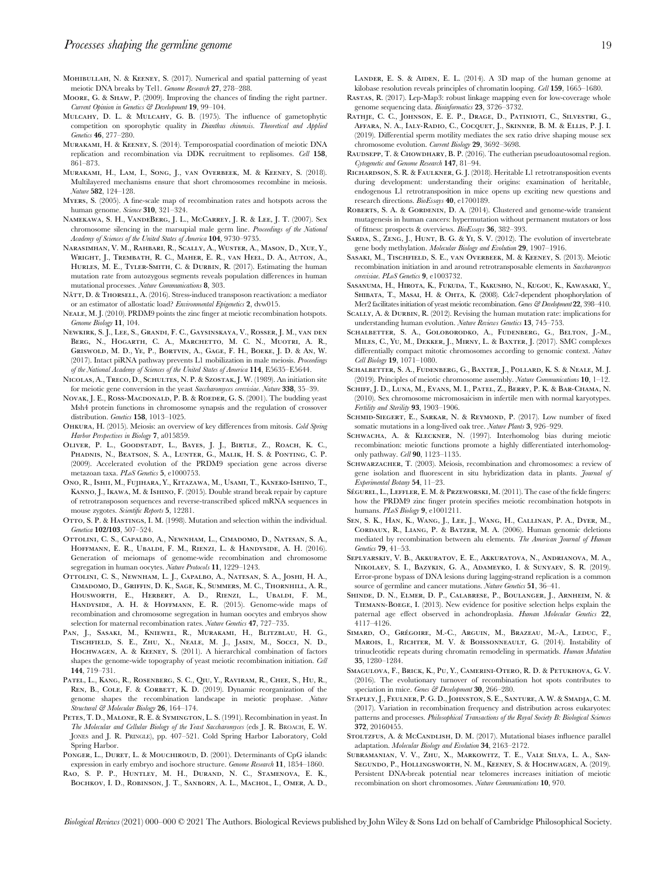Mohibullah, N. & Keeney, S. (2017). Numerical and spatial patterning of yeast meiotic DNA breaks by Tel1. *Genome Research* **27**, 278–288.

Moore, G. & Shaw, P. (2009). Improving the chances of finding the right partner. *Current Opinion in Genetics & Development* **19**, 99–104.

Mulcahy, D. L. & Mulcahy, G. B. (1975). The influence of gametophytic competition on sporophytic quality in *Dianthus chinensis*. *Theoretical and Applied Genetics* **46**, 277–280.

Murakami, H. & Keeney, S. (2014). Temporospatial coordination of meiotic DNA replication and recombination via DDK recruitment to replisomes. *Cell* **158**, 861–873.

Murakami, H., Lam, I., Song, J., van Overbeek, M. & Keeney, S. (2018). Multilayered mechanisms ensure that short chromosomes recombine in meiosis. *Nature* **582**, 124–128.

Myers, S. (2005). A fine-scale map of recombination rates and hotspots across the human genome. *Science* **310**, 321–324.

Namekawa, S. H., VandeBerg, J. L., McCarrey, J. R. & Lee, J. T. (2007). Sex chromosome silencing in the marsupial male germ line. *Proceedings of the National Academy of Sciences of the United States of America* **104**, 9730–9735.

Narasimhan, V. M., Rahbari, R., Scally, A., Wuster, A., Mason, D., Xue, Y., Wright, J., Trembath, R. C., Maher, E. R., van Heel, D. A., Auton, A., Hurles, M. E., Tyler-Smith, C. & Durbin, R. (2017). Estimating the human mutation rate from autozygous segments reveals population differences in human mutational processes. *Nature Communications* **8**, 303.

Nätt, D. & Thorsell, A. (2016). Stress-induced transposon reactivation: a mediator or an estimator of allostatic load? *Environmental Epigenetics* **2**, dvw015.

Neale, M. J. (2010). PRDM9 points the zinc finger at meiotic recombination hotspots. *Genome Biology* **11**, 104.

Newkirk, S. J., Lee, S., Grandi, F. C., Gaysinskaya, V., Rosser, J. M., van den Berg, N., Hogarth, C. A., Marchetto, M. C. N., Muotri, A. R., Griswold, M. D., Ye, P., Bortvin, A., Gage, F. H., Boeke, J. D. & An, W. (2017). Intact piRNA pathway prevents L1 mobilization in male meiosis. *Proceedings of the National Academy of Sciences of the United States of America* **114**, E5635–E5644.

Nicolas, A., Treco, D., Schultes, N. P. & Szostak, J. W. (1989). An initiation site for meiotic gene conversion in the yeast *Saccharomyces cerevisiae*. *Nature* **338**, 35–39.

Novak, J. E., Ross-Macdonald, P. B. & Roeder, G. S. (2001). The budding yeast Msh4 protein functions in chromosome synapsis and the regulation of crossover distribution. *Genetics* **158**, 1013–1025.

Ohkura, H. (2015). Meiosis: an overview of key differences from mitosis. *Cold Spring Harbor Perspectives in Biology* **7**, a015859.

Oliver, P. L., Goodstadt, L., Bayes, J. J., Birtle, Z., Roach, K. C., Phadnis, N., Beatson, S. A., Lunter, G., Malik, H. S. & Ponting, C. P. (2009). Accelerated evolution of the PRDM9 speciation gene across diverse metazoan taxa. *PLoS Genetics* **5**, e1000753.

Ono, R., Ishii, M., Fujihara, Y., Kitazawa, M., Usami, T., Kaneko-Ishino, T., Kanno, J., Ikawa, M. & Ishino, F. (2015). Double strand break repair by capture of retrotransposon sequences and reverse-transcribed spliced mRNA sequences in mouse zygotes. *Scientific Reports* **5**, 12281.

Otto, S. P. & Hastings, I. M. (1998). Mutation and selection within the individual. *Genetica* **102/103**, 507–524.

Ottolini, C. S., Capalbo, A., Newnham, L., Cimadomo, D., Natesan, S. A., Hoffmann, E. R., Ubaldi, F. M., Rienzi, L. & Handyside, A. H. (2016). Generation of meiomaps of genome-wide recombination and chromosome segregation in human oocytes. *Nature Protocols* **11**, 1229–1243.

Ottolini, C. S., Newnham, L. J., Capalbo, A., Natesan, S. A., Joshi, H. A., Cimadomo, D., Griffin, D. K., Sage, K., Summers, M. C., Thornhill, A. R., Housworth, E., Herbert, A. D., Rienzi, L., Ubaldi, F. M., Handyside, A. H. & Hoffmann, E. R. (2015). Genome-wide maps of recombination and chromosome segregation in human oocytes and embryos show selection for maternal recombination rates. *Nature Genetics* **47**, 727–735.

Pan, J., Sasaki, M., Kniewel, R., Murakami, H., Blitzblau, H. G., Tischfield, S. E., Zhu, X., Neale, M. J., Jasin, M., Socci, N. D., Hochwagen, A. & Keeney, S. (2011). A hierarchical combination of factors shapes the genome-wide topography of yeast meiotic recombination initiation. *Cell* **144**, 719–731.

Patel, L., Kang, R., Rosenberg, S. C., Qiu, Y., Raviram, R., Chee, S., Hu, R., Ren, B., Cole, F. & Corbett, K. D. (2019). Dynamic reorganization of the genome shapes the recombination landscape in meiotic prophase. *Nature Structural & Molecular Biology* **26**, 164–174.

Petes, T. D., Malone, R. E. & Symington, L. S. (1991). Recombination in yeast. In *The Molecular and Cellular Biology of the Yeast Saccharomyces* (eds J. R. Broach, E. W. Jones and J. R. Pringle), pp. 407–521. Cold Spring Harbor Laboratory, Cold Spring Harbor.

Ponger, L., Duret, L. & Mouchiroud, D. (2001). Determinants of CpG islands: expression in early embryo and isochore structure. *Genome Research* **11**, 1854–1860.

Rao, S. S. P., Huntley, M. H., Durand, N. C., Stamenova, E. K., Bochkov, I. D., Robinson, J. T., Sanborn, A. L., Machol, I., Omer, A. D., Lander, E. S. & Aiden, E. L. (2014). A 3D map of the human genome at kilobase resolution reveals principles of chromatin looping. *Cell* **159**, 1665–1680.

Rastas, R. (2017). Lep-Map3: robust linkage mapping even for low-coverage whole genome sequencing data. *Bioinformatics* **23**, 3726–3732.

Rathje, C. C., Johnson, E. E. P., Drage, D., Patinioti, C., Silvestri, G., Affara, N. A., Ialy-Radio, C., Cocquet, J., Skinner, B. M. & Ellis, P. J. I. (2019). Differential sperm motility mediates the sex ratio drive shaping mouse sex chromosome evolution. *Current Biology* **29**, 3692–3698.

Raudsepp, T. & Chowdhary, B. P. (2016). The eutherian pseudoautosomal region. *Cytogenetic and Genome Research* **147**, 81–94.

Richardson, S. R. & Faulkner, G. J. (2018). Heritable L1 retrotransposition events during development: understanding their origins: examination of heritable, endogenous L1 retrotransposition in mice opens up exciting new questions and research directions. *BioEssays* **40**, e1700189.

Roberts, S. A. & Gordenin, D. A. (2014). Clustered and genome-wide transient mutagenesis in human cancers: hypermutation without permanent mutators or loss of fitness: prospects & overviews. *BioEssays* **36**, 382–393.

Sarda, S., Zeng, J., Hunt, B. G. & Yi, S. V. (2012). The evolution of invertebrate gene body methylation. *Molecular Biology and Evolution* **29**, 1907–1916.

Sasaki, M., Tischfield, S. E., van Overbeek, M. & Keeney, S. (2013). Meiotic recombination initiation in and around retrotransposable elements in *Saccharomyces cerevisiae*. *PLoS Genetics* **9**, e1003732.

Sasanuma, H., Hirota, K., Fukuda, T., Kakusho, N., Kugou, K., Kawasaki, Y., Shibata, T., Masai, H. & Ohta, K. (2008). Cdc7-dependent phosphorylation of Mer2 facilitates initiation of yeast meiotic recombination. *Genes & Development* **22**, 398–410.

Scally, A. & Durbin, R. (2012). Revising the human mutation rate: implications for understanding human evolution. *Nature Reviews Genetics* **13**, 745–753.

Schalbetter, S. A., Goloborodko, A., Fudenberg, G., Belton, J.-M., Miles, C., Yu, M., Dekker, J., Mirny, L. & Baxter, J. (2017). SMC complexes differentially compact mitotic chromosomes according to genomic context. *Nature Cell Biology* **19**, 1071–1080.

Schalbetter, S. A., Fudenberg, G., Baxter, J., Pollard, K. S. & Neale, M. J. (2019). Principles of meiotic chromosome assembly. *Nature Communications* **10**, 1–12.

Schiff, J. D., Luna, M., Evans, M. I., Patel, Z., Berry, P. K. & Bar-Chama, N. (2010). Sex chromosome micromosaicism in infertile men with normal karyotypes. *Fertility and Sterility* **93**, 1903–1906.

Schmid-Siegert, E., Sarkar, N. & Reymond, P. (2017). Low number of fixed somatic mutations in a long-lived oak tree. *Nature Plants* **3**, 926–929.

Schwacha, A. & Kleckner, N. (1997). Interhomolog bias during meiotic recombination: meiotic functions promote a highly differentiated interhomolog-only pathway. *Cell* **90**, 1123–1135.

Schwarzacher, T. (2003). Meiosis, recombination and chromosomes: a review of gene isolation and fluorescent in situ hybridization data in plants. *Journal of Experimental Botany* **54**, 11–23.

Ségurel, L., Leffler, E. M. & Przeworski, M. (2011). The case of the fickle fingers: how the PRDM9 zinc finger protein specifies meiotic recombination hotspots in humans. *PLoS Biology* **9**, e1001211.

Sen, S. K., Han, K., Wang, J., Lee, J., Wang, H., Callinan, P. A., Dyer, M., Cordaux, R., Liang, P. & Batzer, M. A. (2006). Human genomic deletions mediated by recombination between alu elements. *The American Journal of Human Genetics* **79**, 41–53.

Seplyarskiy, V. B., Akkuratov, E. E., Akkuratova, N., Andrianova, M. A., Nikolaev, S. I., Bazykin, G. A., Adameyko, I. & Sunyaev, S. R. (2019). Error-prone bypass of DNA lesions during lagging-strand replication is a common source of germline and cancer mutations. *Nature Genetics* **51**, 36–41.

Shinde, D. N., Elmer, D. P., Calabrese, P., Boulanger, J., Arnheim, N. & Tiemann-Boege, I. (2013). New evidence for positive selection helps explain the paternal age effect observed in achondroplasia. *Human Molecular Genetics* **22**, 4117–4126.

Simard, O., Grégoire, M.-C., Arguin, M., Brazeau, M.-A., Leduc, F., Marois, I., Richter, M. V. & Boissonneault, G. (2014). Instability of trinucleotidic repeats during chromatin remodeling in spermatids. *Human Mutation* **35**, 1280–1284.

Smagulova, F., Brick, K., Pu, Y., Camerini-Otero, R. D. & Petukhova, G. V. (2016). The evolutionary turnover of recombination hot spots contributes to speciation in mice. *Genes & Development* **30**, 266–280.

Stapley, J., Feulner, P. G. D., Johnston, S. E., Santure, A. W. & Smadja, C. M. (2017). Variation in recombination frequency and distribution across eukaryotes: patterns and processes. *Philosophical Transactions of the Royal Society B: Biological Sciences* **372**, 20160455.

Stoltzfus, A. & McCandlish, D. M. (2017). Mutational biases influence parallel adaptation. *Molecular Biology and Evolution* **34**, 2163–2172.

Subramanian, V. V., Zhu, X., Markowitz, T. E., Vale Silva, L. A., San-Segundo, P., Hollingsworth, N. M., Keeney, S. & Hochwagen, A. (2019). Persistent DNA-break potential near telomeres increases initiation of meiotic recombination on short chromosomes. *Nature Communications* **10**, 970.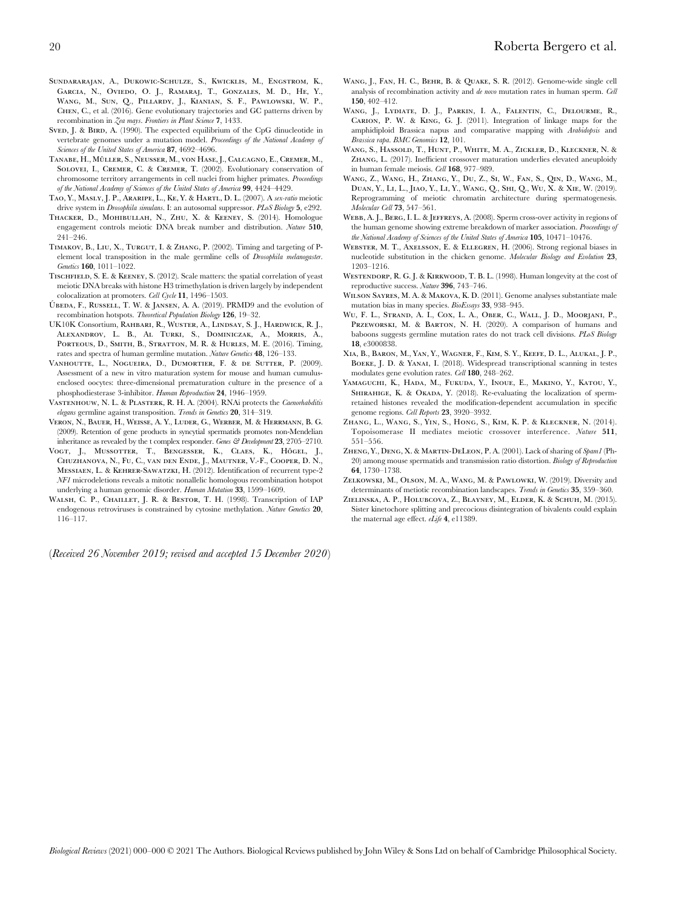Sundararajan, A., Dukowic-Schulze, S., Kwicklis, M., Engstrom, K., Garcia, N., Oviedo, O. J., Ramaraj, T., Gonzales, M. D., He, Y., Wang, M., Sun, Q., Pillardy, J., Kianian, S. F., Pawlowski, W. P., Chen, C., et al. (2016). Gene evolutionary trajectories and GC patterns driven by recombination in *Zea mays*. *Frontiers in Plant Science* **7**, 1433.

Sved, J. & Bird, A. (1990). The expected equilibrium of the CpG dinucleotide in vertebrate genomes under a mutation model. *Proceedings of the National Academy of Sciences of the United States of America* **87**, 4692–4696.

Tanabe, H., Müller, S., Neusser, M., von Hase, J., Calcagno, E., Cremer, M., Solovei, I., Cremer, C. & Cremer, T. (2002). Evolutionary conservation of chromosome territory arrangements in cell nuclei from higher primates. *Proceedings of the National Academy of Sciences of the United States of America* **99**, 4424–4429.

Tao, Y., Masly, J. P., Araripe, L., Ke, Y. & Hartl, D. L. (2007). A *sex-ratio* meiotic drive system in *Drosophila simulans*. I: an autosomal suppressor. *PLoS Biology* **5**, e292.

Thacker, D., Mohibullah, N., Zhu, X. & Keeney, S. (2014). Homologue engagement controls meiotic DNA break number and distribution. *Nature* **510**, 241–246.

Timakov, B., Liu, X., Turgut, I. & Zhang, P. (2002). Timing and targeting of P-element local transposition in the male germline cells of *Drosophila melanogaster*. *Genetics* **160**, 1011–1022.

Tischfield, S. E. & Keeney, S. (2012). Scale matters: the spatial correlation of yeast meiotic DNA breaks with histone H3 trimethylation is driven largely by independent colocalization at promoters. *Cell Cycle* **11**, 1496–1503.

Úbeda, F., Russell, T. W. & Jansen, A. A. (2019). PRMD9 and the evolution of recombination hotspots. *Theoretical Population Biology* **126**, 19–32.

UK10K Consortium, Rahbari, R., Wuster, A., Lindsay, S. J., Hardwick, R. J., Alexandrov, L. B., Al Turki, S., Dominiczak, A., Morris, A., Porteous, D., Smith, B., Stratton, M. R. & Hurles, M. E. (2016). Timing, rates and spectra of human germline mutation. *Nature Genetics* **48**, 126–133.

Vanhoutte, L., Nogueira, D., Dumortier, F. & de Sutter, P. (2009). Assessment of a new in vitro maturation system for mouse and human cumulus-enclosed oocytes: three-dimensional prematuration culture in the presence of a phosphodiesterase 3-inhibitor. *Human Reproduction* **24**, 1946–1959.

Vastenhouw, N. L. & Plasterk, R. H. A. (2004). RNAi protects the *Caenorhabditis elegans* germline against transposition. *Trends in Genetics* **20**, 314–319.

Veron, N., Bauer, H., Weisse, A. Y., Luder, G., Werber, M. & Herrmann, B. G. (2009). Retention of gene products in syncytial spermatids promotes non-Mendelian inheritance as revealed by the t complex responder. *Genes & Development* **23**, 2705–2710.

Vogt, J., Mussotter, T., Bengesser, K., Claes, K., Högel, J., Chuzhanova, N., Fu, C., van den Ende, J., Mautner, V.-F., Cooper, D. N., Messiaen, L. & Kehrer-Sawatzki, H. (2012). Identification of recurrent type-2 *NF1* microdeletions reveals a mitotic nonallelic homologous recombination hotspot underlying a human genomic disorder. *Human Mutation* **33**, 1599–1609.

Walsh, C. P., Chaillet, J. R. & Bestor, T. H. (1998). Transcription of IAP endogenous retroviruses is constrained by cytosine methylation. *Nature Genetics* **20**, 116–117.

Wang, J., Fan, H. C., Behr, B. & Quake, S. R. (2012). Genome-wide single cell analysis of recombination activity and *de novo* mutation rates in human sperm. *Cell* **150**, 402–412.

Wang, J., Lydiate, D. J., Parkin, I. A., Falentin, C., Delourme, R., Carion, P. W. & King, G. J. (2011). Integration of linkage maps for the amphidiploid Brassica napus and comparative mapping with *Arabidopsis* and *Brassica rapa*. *BMC Genomics* **12**, 101.

Wang, S., Hassold, T., Hunt, P., White, M. A., Zickler, D., Kleckner, N. & Zhang, L. (2017). Inefficient crossover maturation underlies elevated aneuploidy in human female meiosis. *Cell* **168**, 977–989.

Wang, Z., Wang, H., Zhang, Y., Du, Z., Si, W., Fan, S., Qin, D., Wang, M., Duan, Y., Li, L., Jiao, Y., Li, Y., Wang, Q., Shi, Q., Wu, X. & Xie, W. (2019). Reprogramming of meiotic chromatin architecture during spermatogenesis. *Molecular Cell* **73**, 547–561.

Webb, A. J., Berg, I. L. & Jeffreys, A. (2008). Sperm cross-over activity in regions of the human genome showing extreme breakdown of marker association. *Proceedings of the National Academy of Sciences of the United States of America* **105**, 10471–10476.

Webster, M. T., Axelsson, E. & Ellegren, H. (2006). Strong regional biases in nucleotide substitution in the chicken genome. *Molecular Biology and Evolution* **23**, 1203–1216.

Westendorp, R. G. J. & Kirkwood, T. B. L. (1998). Human longevity at the cost of reproductive success. *Nature* **396**, 743–746.

Wilson Sayres, M. A. & Makova, K. D. (2011). Genome analyses substantiate male mutation bias in many species. *BioEssays* **33**, 938–945.

Wu, F. L., Strand, A. I., Cox, L. A., Ober, C., Wall, J. D., Moorjani, P., Przeworski, M. & Barton, N. H. (2020). A comparison of humans and baboons suggests germline mutation rates do not track cell divisions. *PLoS Biology* **18**, e3000838.

Xia, B., Baron, M., Yan, Y., Wagner, F., Kim, S. Y., Keefe, D. L., Alukal, J. P., Boeke, J. D. & Yanai, I. (2018). Widespread transcriptional scanning in testes modulates gene evolution rates. *Cell* **180**, 248–262.

Yamaguchi, K., Hada, M., Fukuda, Y., Inoue, E., Makino, Y., Katou, Y., Shirahige, K. & Okada, Y. (2018). Re-evaluating the localization of sperm-retained histones revealed the modification-dependent accumulation in specific genome regions. *Cell Reports* **23**, 3920–3932.

Zhang, L., Wang, S., Yin, S., Hong, S., Kim, K. P. & Kleckner, N. (2014). Topoisomerase II mediates meiotic crossover interference. *Nature* **511**, 551–556.

Zheng, Y., Deng, X. & Martin-DeLeon, P. A. (2001). Lack of sharing of *Spam1* (Ph-20) among mouse spermatids and transmission ratio distortion. *Biology of Reproduction* **64**, 1730–1738.

Zelkowski, M., Olson, M. A., Wang, M. & Pawlowski, W. (2019). Diversity and determinants of meiotic recombination landscapes. *Trends in Genetics* **35**, 359–360.

Zielinska, A. P., Holubcova, Z., Blayney, M., Elder, K. & Schuh, M. (2015). Sister kinetochore splitting and precocious disintegration of bivalents could explain the maternal age effect. *eLife* **4**, e11389.

(*Received 26 November 2019; revised and accepted 15 December 2020*)